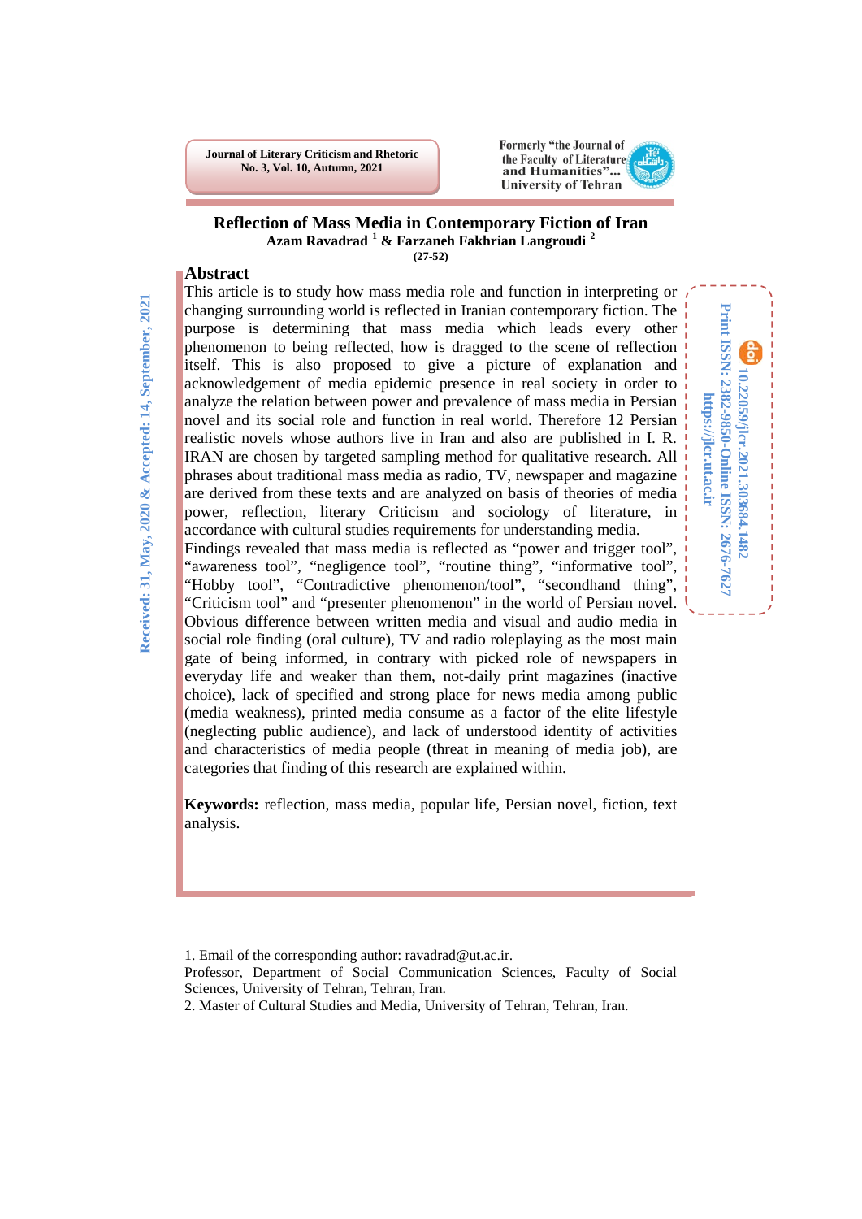# Reflection of Mass Media in Contemporary Fiction of Iran

**Azam Ravadrad [1] & Farzaneh Fakhrian Langroudi [2]**

**(27-52)**

Received: 31, May, 2020 & Accepted: 14, September, 2021

10.22059/jlcr.2021.303684.1482

Print ISSN: 2382-9850-Online ISSN: 2676-7627

https://jlcr.ut.ac.ir

## Abstract

This article is to study how mass media role and function in interpreting or changing surrounding world is reflected in Iranian contemporary fiction. The purpose is determining that mass media which leads every other phenomenon to being reflected, how is dragged to the scene of reflection itself. This is also proposed to give a picture of explanation and acknowledgement of media epidemic presence in real society in order to analyze the relation between power and prevalence of mass media in Persian novel and its social role and function in real world. Therefore 12 Persian realistic novels whose authors live in Iran and also are published in I. R. IRAN are chosen by targeted sampling method for qualitative research. All phrases about traditional mass media as radio, TV, newspaper and magazine are derived from these texts and are analyzed on basis of theories of media power, reflection, literary Criticism and sociology of literature, in accordance with cultural studies requirements for understanding media.

Findings revealed that mass media is reflected as "power and trigger tool", "awareness tool", "negligence tool", "routine thing", "informative tool", "Hobby tool", "Contradictive phenomenon/tool", "secondhand thing", "Criticism tool" and "presenter phenomenon" in the world of Persian novel. Obvious difference between written media and visual and audio media in social role finding (oral culture), TV and radio roleplaying as the most main gate of being informed, in contrary with picked role of newspapers in everyday life and weaker than them, not-daily print magazines (inactive choice), lack of specified and strong place for news media among public (media weakness), printed media consume as a factor of the elite lifestyle (neglecting public audience), and lack of understood identity of activities and characteristics of media people (threat in meaning of media job), are categories that finding of this research are explained within.

**Keywords:** reflection, mass media, popular life, Persian novel, fiction, text analysis.

---

1. Email of the corresponding author: ravadrad@ut.ac.ir.
Professor, Department of Social Communication Sciences, Faculty of Social Sciences, University of Tehran, Tehran, Iran.

2. Master of Cultural Studies and Media, University of Tehran, Tehran, Iran.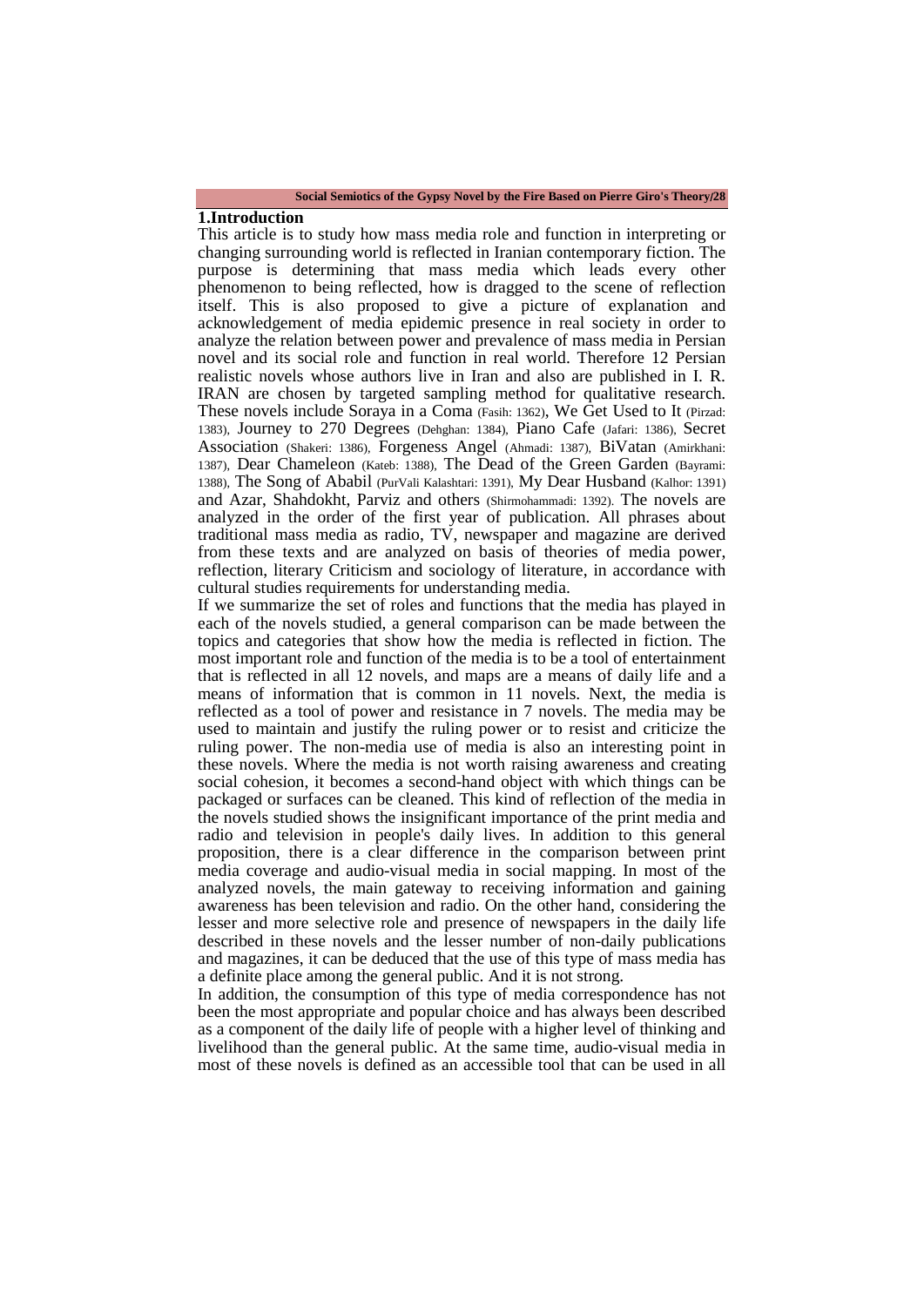## 1.Introduction

This article is to study how mass media role and function in interpreting or changing surrounding world is reflected in Iranian contemporary fiction. The purpose is determining that mass media which leads every other phenomenon to being reflected, how is dragged to the scene of reflection itself. This is also proposed to give a picture of explanation and acknowledgement of media epidemic presence in real society in order to analyze the relation between power and prevalence of mass media in Persian novel and its social role and function in real world. Therefore 12 Persian realistic novels whose authors live in Iran and also are published in I. R. IRAN are chosen by targeted sampling method for qualitative research. These novels include Soraya in a Coma (Fasih: 1362), We Get Used to It (Pirzad: 1383), Journey to 270 Degrees (Dehghan: 1384), Piano Cafe (Jafari: 1386), Secret Association (Shakeri: 1386), Forgeness Angel (Ahmadi: 1387), BiVatan (Amirkhani: 1387), Dear Chameleon (Kateb: 1388), The Dead of the Green Garden (Bayrami: 1388), The Song of Ababil (PurVali Kalashtari: 1391), My Dear Husband (Kalhor: 1391) and Azar, Shahdokht, Parviz and others (Shirmohammadi: 1392). The novels are analyzed in the order of the first year of publication. All phrases about traditional mass media as radio, TV, newspaper and magazine are derived from these texts and are analyzed on basis of theories of media power, reflection, literary Criticism and sociology of literature, in accordance with cultural studies requirements for understanding media.

If we summarize the set of roles and functions that the media has played in each of the novels studied, a general comparison can be made between the topics and categories that show how the media is reflected in fiction. The most important role and function of the media is to be a tool of entertainment that is reflected in all 12 novels, and maps are a means of daily life and a means of information that is common in 11 novels. Next, the media is reflected as a tool of power and resistance in 7 novels. The media may be used to maintain and justify the ruling power or to resist and criticize the ruling power. The non-media use of media is also an interesting point in these novels. Where the media is not worth raising awareness and creating social cohesion, it becomes a second-hand object with which things can be packaged or surfaces can be cleaned. This kind of reflection of the media in the novels studied shows the insignificant importance of the print media and radio and television in people's daily lives. In addition to this general proposition, there is a clear difference in the comparison between print media coverage and audio-visual media in social mapping. In most of the analyzed novels, the main gateway to receiving information and gaining awareness has been television and radio. On the other hand, considering the lesser and more selective role and presence of newspapers in the daily life described in these novels and the lesser number of non-daily publications and magazines, it can be deduced that the use of this type of mass media has a definite place among the general public. And it is not strong.

In addition, the consumption of this type of media correspondence has not been the most appropriate and popular choice and has always been described as a component of the daily life of people with a higher level of thinking and livelihood than the general public. At the same time, audio-visual media in most of these novels is defined as an accessible tool that can be used in all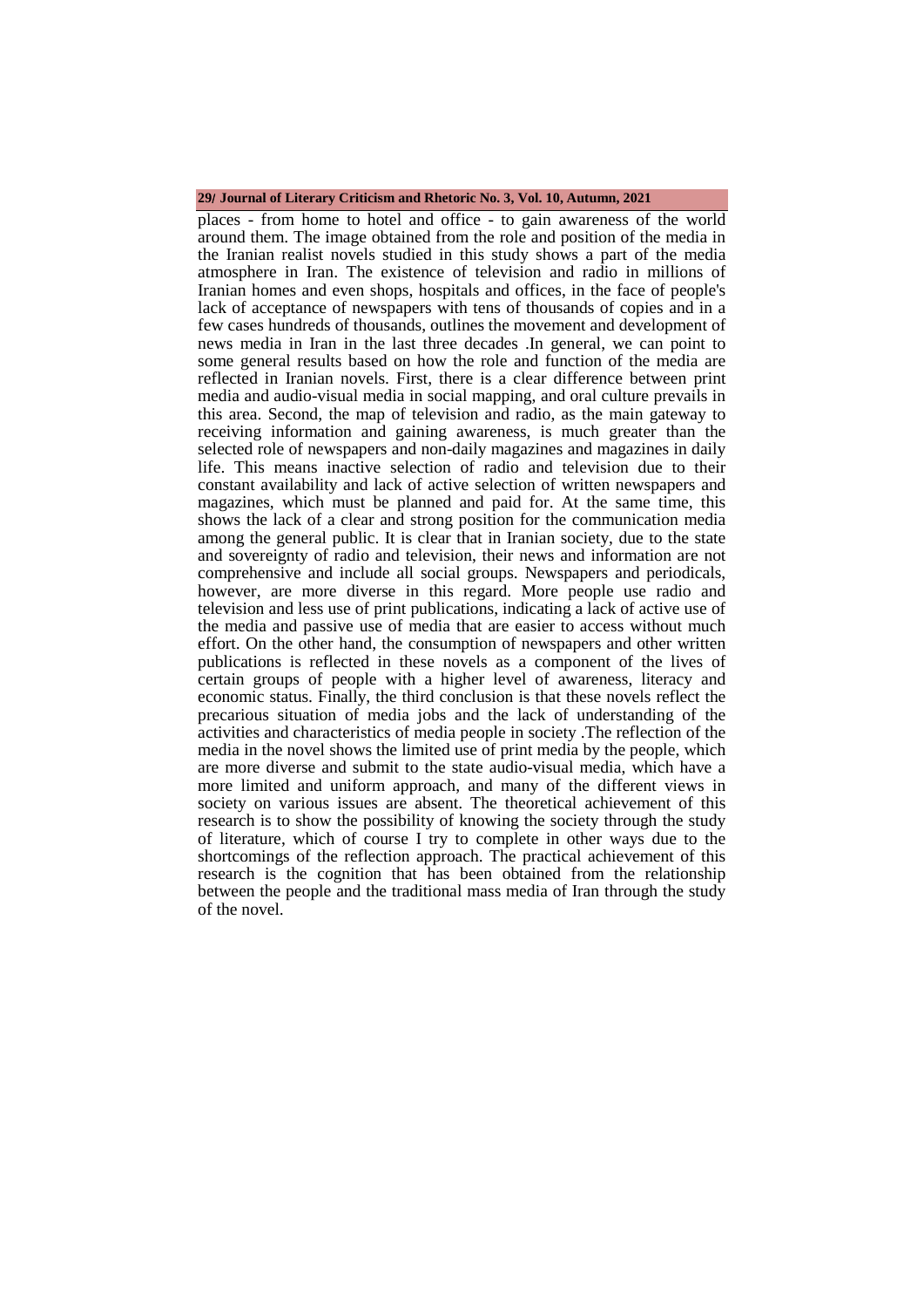places - from home to hotel and office - to gain awareness of the world around them. The image obtained from the role and position of the media in the Iranian realist novels studied in this study shows a part of the media atmosphere in Iran. The existence of television and radio in millions of Iranian homes and even shops, hospitals and offices, in the face of people's lack of acceptance of newspapers with tens of thousands of copies and in a few cases hundreds of thousands, outlines the movement and development of news media in Iran in the last three decades .In general, we can point to some general results based on how the role and function of the media are reflected in Iranian novels. First, there is a clear difference between print media and audio-visual media in social mapping, and oral culture prevails in this area. Second, the map of television and radio, as the main gateway to receiving information and gaining awareness, is much greater than the selected role of newspapers and non-daily magazines and magazines in daily life. This means inactive selection of radio and television due to their constant availability and lack of active selection of written newspapers and magazines, which must be planned and paid for. At the same time, this shows the lack of a clear and strong position for the communication media among the general public. It is clear that in Iranian society, due to the state and sovereignty of radio and television, their news and information are not comprehensive and include all social groups. Newspapers and periodicals, however, are more diverse in this regard. More people use radio and television and less use of print publications, indicating a lack of active use of the media and passive use of media that are easier to access without much effort. On the other hand, the consumption of newspapers and other written publications is reflected in these novels as a component of the lives of certain groups of people with a higher level of awareness, literacy and economic status. Finally, the third conclusion is that these novels reflect the precarious situation of media jobs and the lack of understanding of the activities and characteristics of media people in society .The reflection of the media in the novel shows the limited use of print media by the people, which are more diverse and submit to the state audio-visual media, which have a more limited and uniform approach, and many of the different views in society on various issues are absent. The theoretical achievement of this research is to show the possibility of knowing the society through the study of literature, which of course I try to complete in other ways due to the shortcomings of the reflection approach. The practical achievement of this research is the cognition that has been obtained from the relationship between the people and the traditional mass media of Iran through the study of the novel.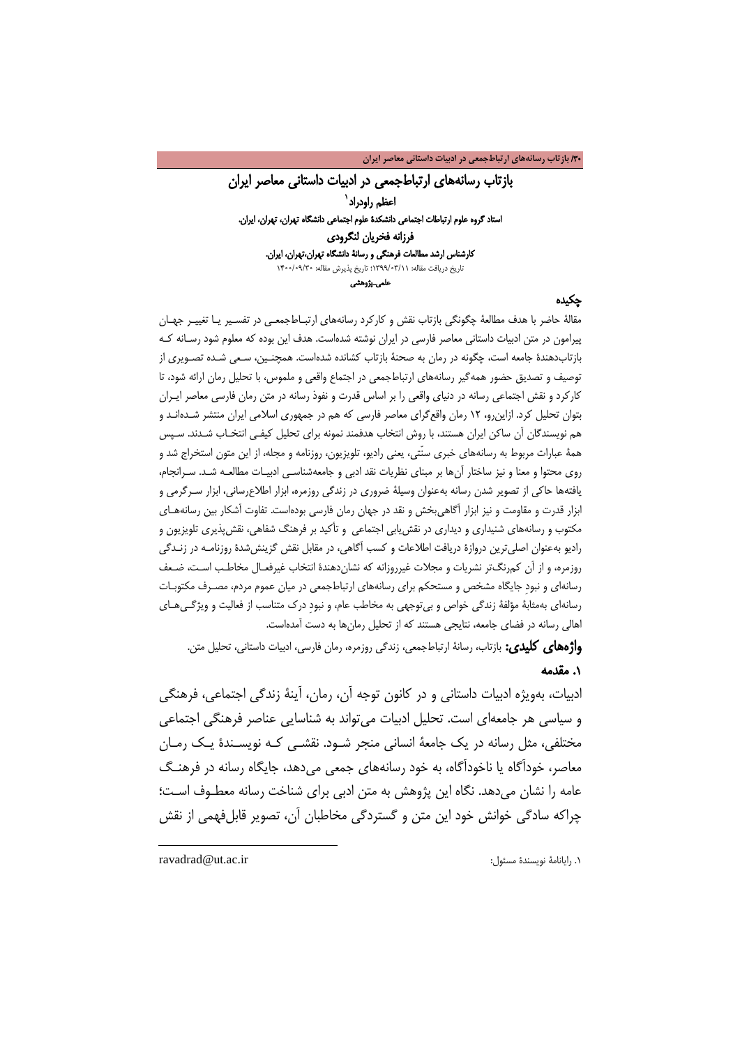# بازتاب رسانه‌های ارتباط‌جمعی در ادبیات داستانی معاصر ایران

**اعظم راودراد**[1]

**استاد گروه علوم ارتباطات اجتماعی دانشکدۀ علوم اجتماعی دانشگاه تهران، تهران، ایران.**

**فرزانه فخریان لنگرودی**

**کارشناس ارشد مطالعات فرهنگی و رسانۀ دانشگاه تهران،تهران، ایران.**

تاریخ دریافت مقاله: ۱۳۹۹/۰۳/۱۱؛ تاریخ پذیرش مقاله: ۱۴۰۰/۰۹/۳۰

**علمی-پژوهشی**

## چکیده

مقالۀ حاضر با هدف مطالعۀ چگونگی بازتاب نقش و کارکرد رسانه‌های ارتباط‌جمعی در تفسیر یا تغییر جهان پیرامون در متن ادبیات داستانی معاصر فارسی در ایران نوشته شده‌است. هدف این بوده که معلوم شود رسانه که بازتاب‌دهندۀ جامعه است، چگونه در رمان به صحنۀ بازتاب کشانده شده‌است. همچنین، سعی شده تصویری از توصیف و تصدیق حضور همه‌گیر رسانه‌های ارتباط‌جمعی در اجتماع واقعی و ملموس، با تحلیل رمان ارائه شود، تا کارکرد و نقش اجتماعی رسانه در دنیای واقعی را بر اساس قدرت و نفوذ رسانه در متن رمان فارسی معاصر ایران بتوان تحلیل کرد. ازاین‌رو، ۱۲ رمان واقع‌گرای معاصر فارسی که هم در جمهوری اسلامی ایران منتشر شده‌اند و نویسندگان آن ساکن ایران هستند، با روش انتخاب هدفمند نمونه برای تحلیل کیفی انتخاب شدند. سپس همۀ عبارات مربوط به رسانه‌های خبری سنّتی، یعنی رادیو، تلویزیون، روزنامه و مجله، از این متون استخراج شد و روی محتوا و معنا و نیز ساختار آن‌ها بر مبنای نظریات نقد ادبی و جامعه‌شناسی ادبیات مطالعه شد. سرانجام، یافته‌ها حاکی از تصویر شدن رسانه به‌عنوان وسیلۀ ضروری در زندگی روزمره، ابزار اطلاع‌رسانی، ابزار سرگرمی و ابزار قدرت و مقاومت و نیز ابزار آگاهی‌بخش و نقد در جهان رمان فارسی بوده‌است. تفاوت آشکار بین رسانه‌های مکتوب و رسانه‌های شنیداری و دیداری در نقش‌یابی اجتماعی و تأکید بر فرهنگ شفاهی، نقش‌پذیری تلویزیون و رادیو به‌عنوان اصلی‌ترین دروازۀ دریافت اطلاعات و کسب آگاهی، در مقابل نقش گزینش‌شدۀ روزنامه در زندگی روزمره، و از آن کم‌رنگ‌تر نشریات و مجلات غیرروزانه که نشان‌دهندۀ انتخاب غیرفعال مخاطب است، ضعف رسانه‌ای و نبودِ جایگاه مشخص و مستحکم برای رسانه‌های ارتباط‌جمعی در میان عموم مردم، مصرف مکتوبات رسانه‌ای به‌مثابۀ مؤلفۀ زندگی خواص و بی‌توجهی به مخاطب عام، و نبودِ درک متناسب از فعالیت و ویژگی‌های اهالی رسانه در فضای جامعه، نتایجی هستند که از تحلیل رمان‌ها به دست آمده‌است.

**واژه‌های کلیدی:** بازتاب، رسانۀ ارتباط‌جمعی، زندگی روزمره، رمان فارسی، ادبیات داستانی، تحلیل متن.

## ۱. مقدمه

ادبیات، به‌ویژه ادبیات داستانی و در کانون توجه آن، رمان، آینۀ زندگی اجتماعی، فرهنگی و سیاسی هر جامعه‌ای است. تحلیل ادبیات می‌تواند به شناسایی عناصر فرهنگی اجتماعی مختلفی، مثل رسانه در یک جامعۀ انسانی منجر شود. نقشی که نویسندۀ یک رمان معاصر، خودآگاه یا ناخودآگاه، به خود رسانه‌های جمعی می‌دهد، جایگاه رسانه در فرهنگ عامه را نشان می‌دهد. نگاه این پژوهش به متن ادبی برای شناخت رسانه معطوف است؛ چراکه سادگی خوانش خود این متن و گستردگی مخاطبان آن، تصویر قابل‌فهمی از نقش

---

[1] ۱. رایانامۀ نویسندۀ مسئول: ravadrad@ut.ac.ir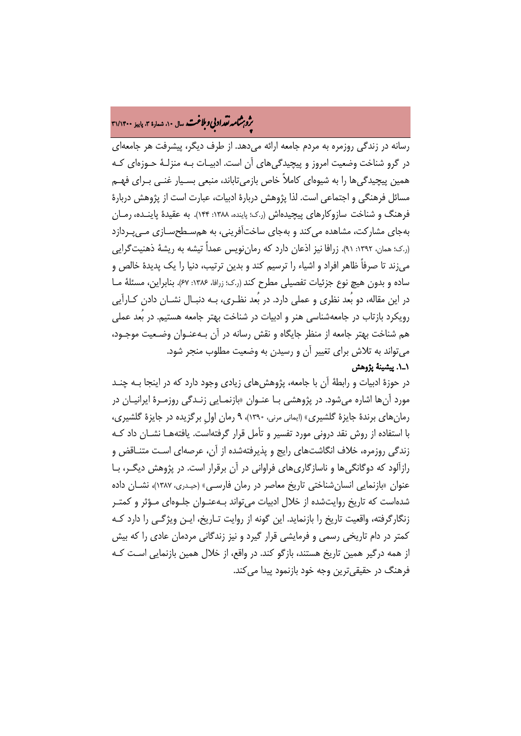رسانه در زندگی روزمره به مردم جامعه ارائه می‌دهد. از طرف دیگر، پیشرفت هر جامعه‌ای در گرو شناخت وضعیت امروز و پیچیدگی‌های آن است. ادبیات به منزلهٔ حوزه‌ای که همین پیچیدگی‌ها را به شیوه‌ای کاملاً خاص بازمی‌تاباند، منبعی بسیار غنی برای فهم مسائل فرهنگی و اجتماعی است. لذا پژوهش دربارهٔ ادبیات، عبارت است از پژوهش دربارهٔ فرهنگ و شناخت سازوکارهای پیچیده‌اش (ر.ک؛ پاینده، ۱۳۸۸: ۱۴۴). به عقیدهٔ پاینده، رمان به‌جای مشارکت، مشاهده می‌کند و به‌جای ساخت‌آفرینی، به هم‌سطح‌سازی می‌پردازد (ر.ک؛ همان، ۱۳۹۲: ۹۱). زرافا نیز اذعان دارد که رمان‌نویس عمداً تیشه به ریشهٔ ذهنیت‌گرایی می‌زند تا صرفاً ظاهر افراد و اشیاء را ترسیم کند و بدین ترتیب، دنیا را یک پدیدهٔ خالص و ساده و بدون هیچ نوع جزئیات تفصیلی مطرح کند (ر.ک؛ زرافا، ۱۳۸۶: ۶۷). بنابراین، مسئلهٔ ما در این مقاله، دو بُعد نظری و عملی دارد. در بُعد نظری، به دنبال نشان دادن کارآیی رویکرد بازتاب در جامعه‌شناسی هنر و ادبیات در شناخت بهتر جامعه هستیم. در بُعد عملی هم شناخت بهتر جامعه از منظر جایگاه و نقش رسانه در آن به‌عنوان وضعیت موجود، می‌تواند به تلاش برای تغییر آن و رسیدن به وضعیت مطلوب منجر شود.

### ۱ـ۱. پیشینهٔ پژوهش

در حوزهٔ ادبیات و رابطهٔ آن با جامعه، پژوهش‌های زیادی وجود دارد که در اینجا به چند مورد آن‌ها اشاره می‌شود. در پژوهشی با عنوان «بازنمایی زندگی روزمرهٔ ایرانیان در رمان‌های برندهٔ جایزهٔ گلشیری» (ایمانی مرنی، ۱۳۹۰)، ۹ رمان اولِ برگزیده در جایزهٔ گلشیری، با استفاده از روش نقد درونی مورد تفسیر و تأمل قرار گرفته‌است. یافته‌ها نشان داد که زندگی روزمره، خلاف انگاشت‌های رایج و پذیرفته‌شده از آن، عرصه‌ای است متناقض و رازآلود که دوگانگی‌ها و ناسازگاری‌های فراوانی در آن برقرار است. در پژوهش دیگر، با عنوان «بازنمایی انسان‌شناختی تاریخ معاصر در رمان فارسی» (حیدری، ۱۳۸۷)، نشان داده شده‌است که تاریخ روایت‌شده از خلال ادبیات می‌تواند به‌عنوان جلوه‌ای مؤثر و کمتر زنگارگرفته، واقعیت تاریخ را بازنماید. این گونه از روایت تاریخ، این ویژگی را دارد که کمتر در دام تاریخی رسمی و فرمایشی قرار گیرد و نیز زندگانی مردمان عادی را که بیش از همه درگیر همین تاریخ هستند، بازگو کند. در واقع، از خلال همین بازنمایی است که فرهنگ در حقیقی‌ترین وجه خود بازنمود پیدا می‌کند.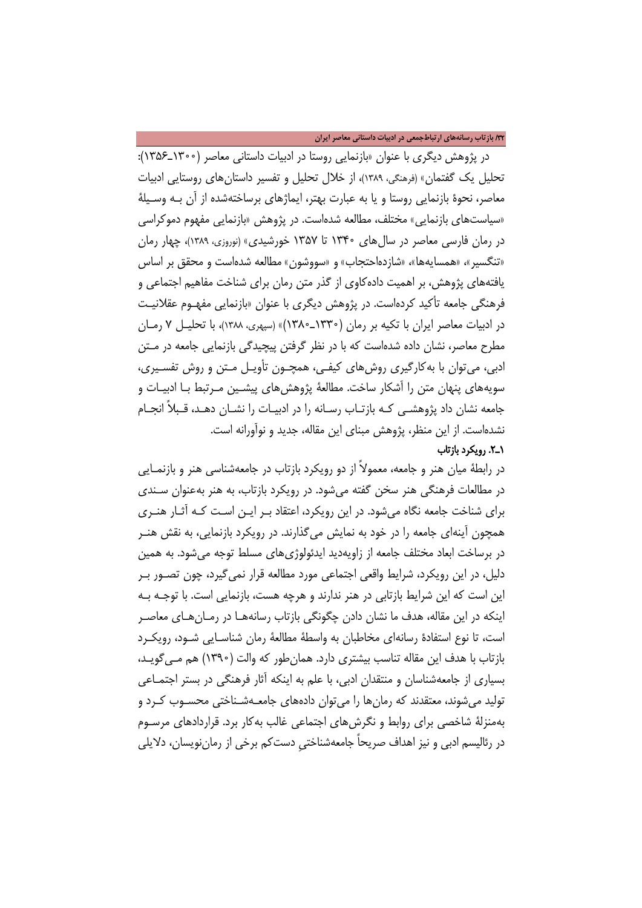در پژوهش دیگری با عنوان «بازنمایی روستا در ادبیات داستانی معاصر (۱۳۰۰ـ۱۳۵۶): تحلیل یک گفتمان» (فرهنگی، ۱۳۸۹)، از خلال تحلیل و تفسیر داستان‌های روستایی ادبیات معاصر، نحوهٔ بازنمایی روستا و یا به عبارت بهتر، ایماژهای برساخته‌شده از آن به وسیلهٔ «سیاست‌های بازنمایی» مختلف، مطالعه شده‌است. در پژوهش «بازنمایی مفهوم دموکراسی در رمان فارسی معاصر در سال‌های ۱۳۴۰ تا ۱۳۵۷ خورشیدی» (نوروزی، ۱۳۸۹)، چهار رمان «تنگسیر»، «همسایه‌ها»، «شازده‌احتجاب» و «سووشون» مطالعه شده‌است و محقق بر اساس یافته‌های پژوهش، بر اهمیت داده‌کاوی از گذر متن رمان برای شناخت مفاهیم اجتماعی و فرهنگی جامعه تأکید کرده‌است. در پژوهش دیگری با عنوان «بازنمایی مفهوم عقلانیت در ادبیات معاصر ایران با تکیه بر رمان (۱۳۳۰ـ۱۳۸۰)» (سپهری، ۱۳۸۸)، با تحلیل ۷ رمان مطرح معاصر، نشان داده شده‌است که با در نظر گرفتن پیچیدگی بازنمایی جامعه در متن ادبی، می‌توان با به‌کارگیری روش‌های کیفی، همچون تأویل متن و روش تفسیری، سویه‌های پنهان متن را آشکار ساخت. مطالعهٔ پژوهش‌های پیشین مرتبط با ادبیات و جامعه نشان داد پژوهشی که بازتاب رسانه را در ادبیات را نشان دهد، قبلاً انجام نشده‌است. از این منظر، پژوهش مبنای این مقاله، جدید و نوآورانه است.

### ۱ـ۲. رویکرد بازتاب

در رابطهٔ میان هنر و جامعه، معمولاً از دو رویکرد بازتاب در جامعه‌شناسی هنر و بازنمایی در مطالعات فرهنگی هنر سخن گفته می‌شود. در رویکرد بازتاب، به هنر به‌عنوان سندی برای شناخت جامعه نگاه می‌شود. در این رویکرد، اعتقاد بر این است که آثار هنری همچون آینه‌ای جامعه را در خود به نمایش می‌گذارند. در رویکرد بازنمایی، به نقش هنر در برساخت ابعاد مختلف جامعه از زاویه‌دید ایدئولوژی‌های مسلط توجه می‌شود. به همین دلیل، در این رویکرد، شرایط واقعی اجتماعی مورد مطالعه قرار نمی‌گیرد، چون تصور بر این است که این شرایط بازتابی در هنر ندارند و هرچه هست، بازنمایی است. با توجه به اینکه در این مقاله، هدف ما نشان دادن چگونگی بازتاب رسانه‌ها در رمان‌های معاصر است، تا نوع استفادهٔ رسانه‌ای مخاطبان به واسطهٔ مطالعهٔ رمان شناسایی شود، رویکرد بازتاب با هدف این مقاله تناسب بیشتری دارد. همان‌طور که والت (۱۳۹۰) هم می‌گوید، بسیاری از جامعه‌شناسان و منتقدان ادبی، با علم به اینکه آثار فرهنگی در بستر اجتماعی تولید می‌شوند، معتقدند که رمان‌ها را می‌توان داده‌های جامعه‌شناختی محسوب کرد و به‌منزلهٔ شاخصی برای روابط و نگرش‌های اجتماعی غالب به‌کار برد. قراردادهای مرسوم در رئالیسم ادبی و نیز اهداف صریحاً جامعه‌شناختیِ دست‌کم برخی از رمان‌نویسان، دلایلی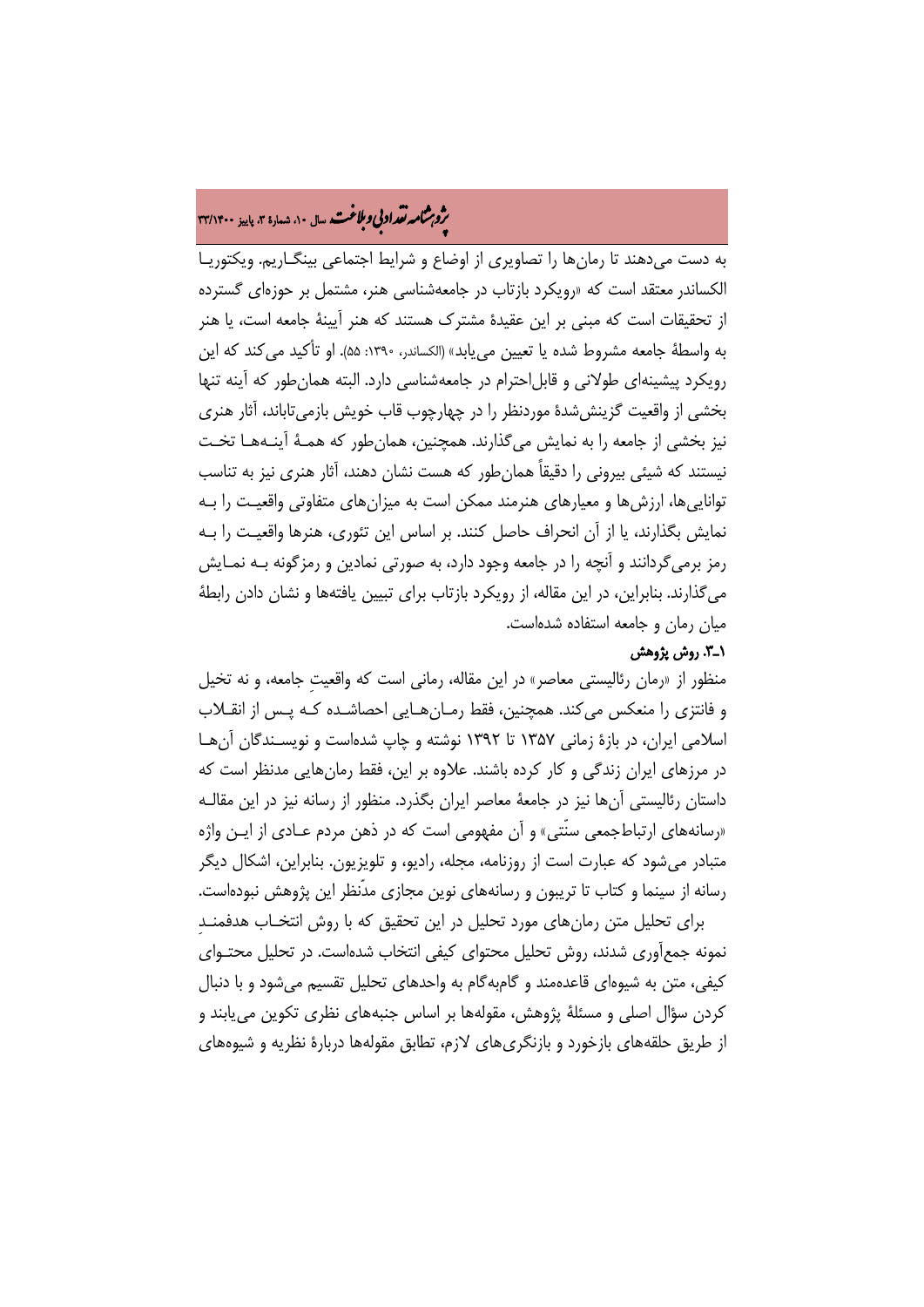به دست می‌دهند تا رمان‌ها را تصاویری از اوضاع و شرایط اجتماعی بینگاریم. ویکتوریا الکساندر معتقد است که «رویکرد بازتاب در جامعه‌شناسی هنر، مشتمل بر حوزه‌ای گسترده از تحقیقات است که مبنی بر این عقیدهٔ مشترک هستند که هنر آیینهٔ جامعه است، یا هنر به واسطهٔ جامعه مشروط شده یا تعیین می‌یابد» (الکساندر، ۱۳۹۰: ۵۵). او تأکید می‌کند که این رویکرد پیشینه‌ای طولانی و قابل‌احترام در جامعه‌شناسی دارد. البته همان‌طور که آینه تنها بخشی از واقعیت گزینش‌شدهٔ موردنظر را در چهارچوب قاب خویش بازمی‌تاباند، آثار هنری نیز بخشی از جامعه را به نمایش می‌گذارند. همچنین، همان‌طور که همهٔ آینه‌ها تخت نیستند که شیئی بیرونی را دقیقاً همان‌طور که هست نشان دهند، آثار هنری نیز به تناسب توانایی‌ها، ارزش‌ها و معیارهای هنرمند ممکن است به میزان‌های متفاوتی واقعیت را به نمایش بگذارند، یا از آن انحراف حاصل کنند. بر اساس این تئوری، هنرها واقعیت را به رمز برمی‌گردانند و آنچه را در جامعه وجود دارد، به صورتی نمادین و رمزگونه به نمایش می‌گذارند. بنابراین، در این مقاله، از رویکرد بازتاب برای تبیین یافته‌ها و نشان دادن رابطهٔ میان رمان و جامعه استفاده شده‌است.

### ۱ـ۳. روش پژوهش

منظور از «رمان رئالیستی معاصر» در این مقاله، رمانی است که واقعیتِ جامعه، و نه تخیل و فانتزی را منعکس می‌کند. همچنین، فقط رمان‌هایی احصاشده که پس از انقلاب اسلامی ایران، در بازهٔ زمانی ۱۳۵۷ تا ۱۳۹۲ نوشته و چاپ شده‌است و نویسندگان آن‌ها در مرزهای ایران زندگی و کار کرده باشند. علاوه بر این، فقط رمان‌هایی مدنظر است که داستان رئالیستی آن‌ها نیز در جامعهٔ معاصر ایران بگذرد. منظور از رسانه نیز در این مقاله «رسانه‌های ارتباط‌جمعی سنّتی» و آن مفهومی است که در ذهن مردم عادی از این واژه متبادر می‌شود که عبارت است از روزنامه، مجله، رادیو، و تلویزیون. بنابراین، اشکال دیگر رسانه از سینما و کتاب تا تریبون و رسانه‌های نوین مجازی مدّنظر این پژوهش نبوده‌است.

برای تحلیل متن رمان‌های مورد تحلیل در این تحقیق که با روش انتخاب هدفمندِ نمونه جمع‌آوری شدند، روش تحلیل محتوای کیفی انتخاب شده‌است. در تحلیل محتوای کیفی، متن به شیوه‌ای قاعده‌مند و گام‌به‌گام به واحدهای تحلیل تقسیم می‌شود و با دنبال کردن سؤال اصلی و مسئلهٔ پژوهش، مقوله‌ها بر اساس جنبه‌های نظری تکوین می‌یابند و از طریق حلقه‌های بازخورد و بازنگری‌های لازم، تطابق مقوله‌ها دربارهٔ نظریه و شیوه‌های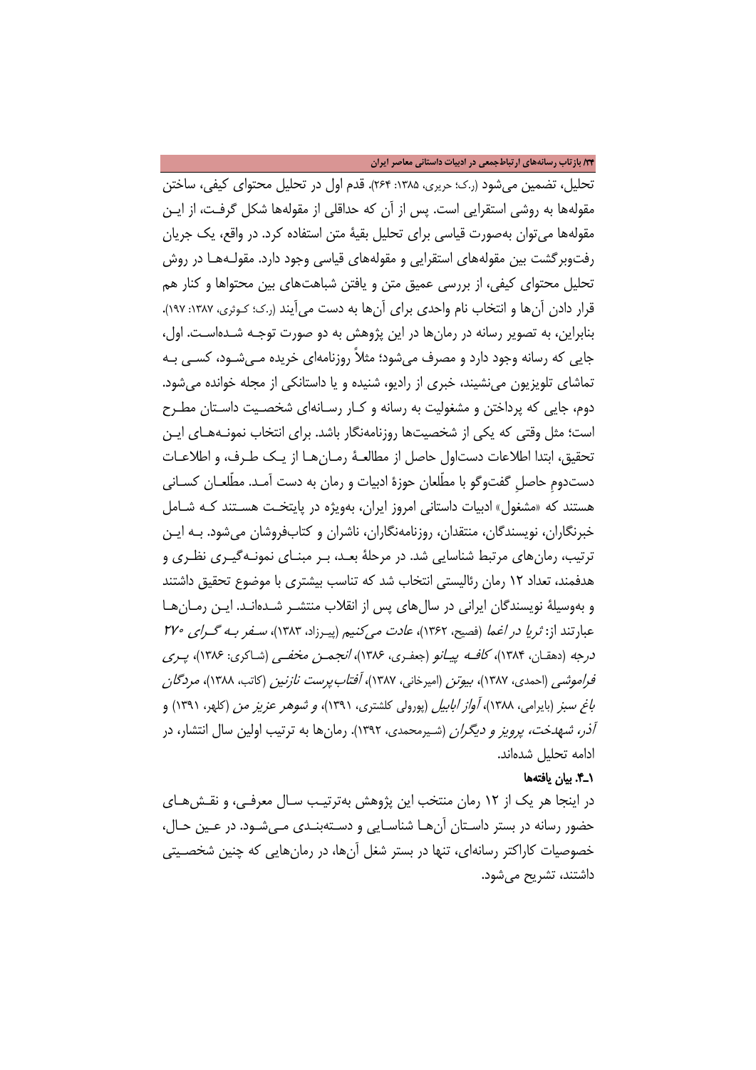تحلیل، تضمین می‌شود (ر.ک؛ حریری، ۱۳۸۵: ۲۶۴). قدم اول در تحلیل محتوای کیفی، ساختن مقوله‌ها به روشی استقرایی است. پس از آن که حداقلی از مقوله‌ها شکل گرفت، از این مقوله‌ها می‌توان به‌صورت قیاسی برای تحلیل بقیهٔ متن استفاده کرد. در واقع، یک جریان رفت‌وبرگشت بین مقوله‌های استقرایی و مقوله‌های قیاسی وجود دارد. مقوله‌ها در روش تحلیل محتوای کیفی، از بررسی عمیق متن و یافتن شباهت‌های بین محتواها و کنار هم قرار دادن آن‌ها و انتخاب نام واحدی برای آن‌ها به دست می‌آیند (ر.ک؛ کوثری، ۱۳۸۷: ۱۹۷). بنابراین، به تصویر رسانه در رمان‌ها در این پژوهش به دو صورت توجه شده‌است. اول، جایی که رسانه وجود دارد و مصرف می‌شود؛ مثلاً روزنامه‌ای خریده می‌شود، کسی به تماشای تلویزیون می‌نشیند، خبری از رادیو، شنیده و یا داستانکی از مجله خوانده می‌شود. دوم، جایی که پرداختن و مشغولیت به رسانه و کار رسانه‌ای شخصیت داستان مطرح است؛ مثل وقتی که یکی از شخصیت‌ها روزنامه‌نگار باشد. برای انتخاب نمونه‌های این تحقیق، ابتدا اطلاعات دست‌اول حاصل از مطالعهٔ رمان‌ها از یک طرف، و اطلاعات دست‌دوم حاصلِ گفت‌وگو با مطّلعان حوزهٔ ادبیات و رمان به دست آمد. مطّلعان کسانی هستند که «مشغول» ادبیات داستانی امروز ایران، به‌ویژه در پایتخت هستند که شامل خبرنگاران، نویسندگان، منتقدان، روزنامه‌نگاران، ناشران و کتاب‌فروشان می‌شود. به این ترتیب، رمان‌های مرتبط شناسایی شد. در مرحلهٔ بعد، بر مبنای نمونه‌گیری نظری و هدفمند، تعداد ۱۲ رمان رئالیستی انتخاب شد که تناسب بیشتری با موضوع تحقیق داشتند و به‌وسیلهٔ نویسندگان ایرانی در سال‌های پس از انقلاب منتشر شده‌اند. این رمان‌ها عبارتند از: *ثریا در اغما* (فصیح، ۱۳۶۲)، *عادت می‌کنیم* (پیرزاد، ۱۳۸۳)، *سفر به گرای ۲۷۰ درجه* (دهقان، ۱۳۸۴)، *کافه پیانو* (جعفری، ۱۳۸۶)، *انجمن مخفی* (شاکری: ۱۳۸۶)، *پری فراموشی* (احمدی، ۱۳۸۷)، *بیوتن* (امیرخانی، ۱۳۸۷)، *آفتاب‌پرست نازنین* (کاتب، ۱۳۸۸)، *مردگان باغ سبز* (بایرامی، ۱۳۸۸)، *آواز ابابیل* (پورولی کلشتری، ۱۳۹۱)، *و شوهر عزیز من* (کلهر، ۱۳۹۱) و *آذر، شهدخت، پرویز و دیگران* (شیرمحمدی، ۱۳۹۲). رمان‌ها به ترتیب اولین سال انتشار، در ادامه تحلیل شده‌اند.

### ۱ـ۴. بیان یافته‌ها

در اینجا هر یک از ۱۲ رمان منتخب این پژوهش به‌ترتیب سال معرفی، و نقش‌های حضور رسانه در بستر داستان آن‌ها شناسایی و دسته‌بندی می‌شود. در عین حال، خصوصیات کاراکتر رسانه‌ای، تنها در بستر شغل آن‌ها، در رمان‌هایی که چنین شخصیتی داشتند، تشریح می‌شود.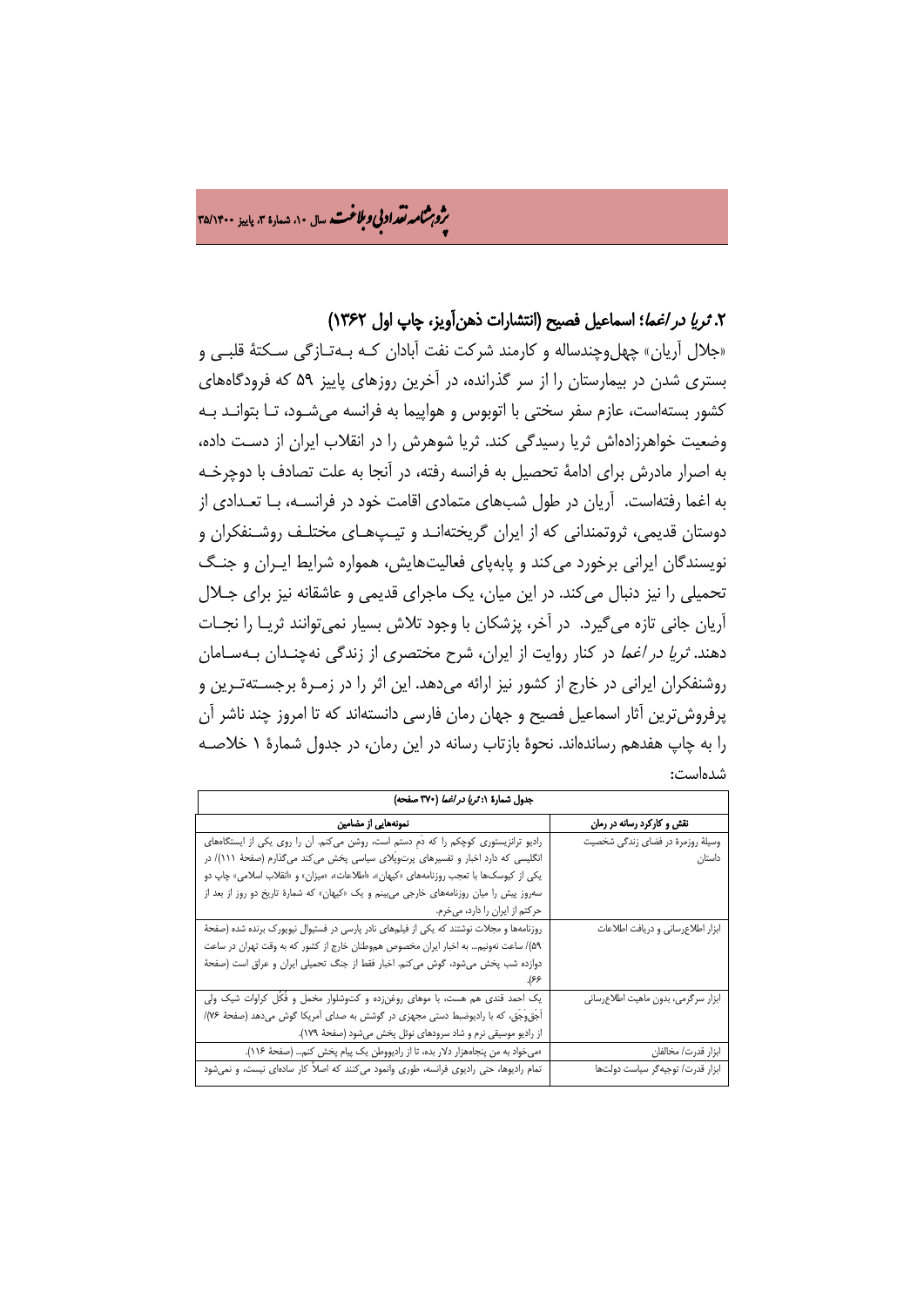## ۲. *ثریا در اغما*؛ اسماعیل فصیح (انتشارات ذهن‌آویز، چاپ اول ۱۳۶۲)

«جلال آریان» چهل‌وچندساله و کارمند شرکت نفت آبادان کـه بـه‌تـازگی سـکتۀ قلبـی و بستری شدن در بیمارستان را از سر گذرانده، در آخرین روزهای پاییز ۵۹ که فرودگاه‌های کشور بسته‌است، عازم سفر سختی با اتوبوس و هواپیما به فرانسه می‌شـود، تـا بتوانـد بـه وضعیت خواهرزاده‌اش ثریا رسیدگی کند. ثریا شوهرش را در انقلاب ایران از دسـت داده، به اصرار مادرش برای ادامۀ تحصیل به فرانسه رفته، در آنجا به علت تصادف با دوچرخـه به اغما رفته‌است. آریان در طول شب‌های متمادی اقامت خود در فرانسـه، بـا تعـدادی از دوستان قدیمی، ثروتمندانی که از ایران گریخته‌انـد و تیـپ‌هـای مختلـف روشـنفکران و نویسندگان ایرانی برخورد می‌کند و پابه‌پای فعالیت‌هایش، همواره شرایط ایـران و جنـگ تحمیلی را نیز دنبال می‌کند. در این میان، یک ماجرای قدیمی و عاشقانه نیز برای جـلال آریان جانی تازه می‌گیرد. در آخر، پزشکان با وجود تلاش بسیار نمی‌توانند ثریـا را نجـات دهند. *ثریا در اغما* در کنار روایت از ایران، شرح مختصری از زندگی نه‌چنـدان بـه‌سـامان روشنفکران ایرانی در خارج از کشور نیز ارائه می‌دهد. این اثر را در زمـرۀ برجسـته‌تـرین و پرفروش‌ترین آثار اسماعیل فصیح و جهان رمان فارسی دانسته‌اند که تا امروز چند ناشر آن را به چاپ هفدهم رسانده‌اند. نحوۀ بازتاب رسانه در این رمان، در جدول شمارۀ ۱ خلاصـه شده‌است:

**جدول شمارۀ ۱: *ثریا در اغما* (۳۷۰ صفحه)**

| نقش و کارکرد رسانه در رمان | نمونه‌هایی از مضامین |
|---|---|
| وسیلۀ روزمرۀ در فضای زندگی شخصیت داستان | رادیو ترانزیستوری کوچکم را که دمِ دستم است، روشن می‌کنم. آن را روی یکی از ایستگاه‌های انگلیسی که دارد اخبار و تفسیرهای پرت‌وپلای سیاسی پخش می‌کند می‌گذارم (صفحۀ ۱۱۱)/ در یکی از کیوسک‌ها با تعجب روزنامه‌های «کیهان»، «اطلاعات»، «میزان» و «انقلاب اسلامی» چاپ دو سه‌روز پیش را میان روزنامه‌های خارجی می‌بینم و یک «کیهان» که شمارۀ تاریخ دو روز از بعد از حرکتم از ایران را دارد، می‌خرم. |
| ابزار اطلاع‌رسانی و دریافت اطلاعات | روزنامه‌ها و مجلات نوشتند که یکی از فیلم‌های نادر پارسی در فستیوال نیویورک برنده شده (صفحۀ ۵۹)/ ساعت نه‌ونیم... به اخبار ایران مخصوص هم‌وطنان خارج از کشور که به وقت تهران در ساعت دوازده شب پخش می‌شود، گوش می‌کنم. اخبار فقط از جنگ تحمیلی ایران و عراق است (صفحۀ ۶۶). |
| ابزار سرگرمی، بدون ماهیت اطلاع‌رسانی | یک احمد قندی هم هست، با موهای روغن‌زده و کت‌وشلوار مخمل و فُکُل کراوات شیک ولی اَجَق‌وَجَق، که با رادیوضبط دستی مجهزی در گوشش به صدای آمریکا گوش می‌دهد (صفحۀ ۷۶)/ از رادیو موسیقی نرم و شاد سرودهای نوئل پخش می‌شود (صفحۀ ۱۷۹). |
| ابزار قدرت/ مخالفان | «می‌خواد به من پنجاه‌هزار دلار بده، تا از رادیووطن یک پیام پخش کنم...» (صفحۀ ۱۱۶). |
| ابزار قدرت/ توجیه‌گر سیاست دولت‌ها | تمام رادیوها، حتی رادیوی فرانسه، طوری وانمود می‌کنند که اصلاً کار ساده‌ای نیست، و نمی‌شود |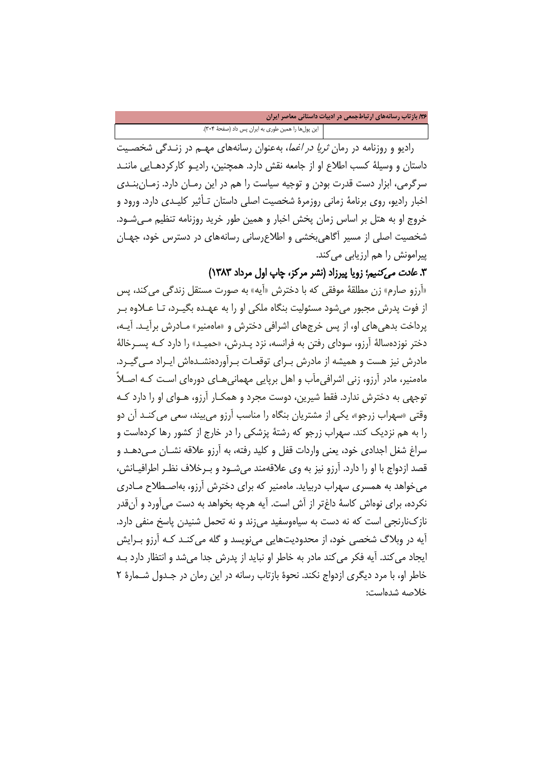| | این پول‌ها را همین طوری به ایران پس داد (صفحهٔ ۳۰۴). |
| --- | --- |

رادیو و روزنامه در رمان *ثریا در اغما*، به‌عنوان رسانه‌های مهم در زندگی شخصیت داستان و وسیلهٔ کسب اطلاع او از جامعه نقش دارد. همچنین، رادیو کارکردهایی مانند سرگرمی، ابزار دست قدرت بودن و توجیه سیاست را هم در این رمان دارد. زمان‌بندی اخبار رادیو، روی برنامهٔ زمانی روزمرهٔ شخصیت اصلی داستان تأثیر کلیدی دارد. ورود و خروج او به هتل بر اساس زمان پخش اخبار و همین طور خرید روزنامه تنظیم می‌شود. شخصیت اصلی از مسیر آگاهی‌بخشی و اطلاع‌رسانی رسانه‌های در دسترس خود، جهان پیرامونش را هم ارزیابی می‌کند.

### ۳. *عادت می‌کنیم*؛ زویا پیرزاد (نشر مرکز، چاپ اول مرداد ۱۳۸۳)

«آرزو صارم» زن مطلقهٔ موفقی که با دخترش «آیه» به صورت مستقل زندگی می‌کند، پس از فوت پدرش مجبور می‌شود مسئولیت بنگاه ملکی او را به عهده بگیرد، تا علاوه بر پرداخت بدهی‌های او، از پس خرج‌های اشرافی دخترش و «ماه‌منیر» مادرش برآید. آیه، دختر نوزده‌سالهٔ آرزو، سودای رفتن به فرانسه، نزد پدرش، «حمید» را دارد که پسرخالهٔ مادرش نیز هست و همیشه از مادرش برای توقعات برآورده‌نشده‌اش ایراد می‌گیرد. ماه‌منیر، مادر آرزو، زنی اشرافی‌مآب و اهل برپایی مهمانی‌های دوره‌ای است که اصلاً توجهی به دخترش ندارد. فقط شیرین، دوست مجرد و همکار آرزو، هوای او را دارد که وقتی «سهراب زرجو»، یکی از مشتریان بنگاه را مناسب آرزو می‌بیند، سعی می‌کند آن دو را به هم نزدیک کند. سهراب زرجو که رشتهٔ پزشکی را در خارج از کشور رها کرده‌است و سراغ شغل اجدادی خود، یعنی واردات قفل و کلید رفته، به آرزو علاقه نشان می‌دهد و قصد ازدواج با او را دارد. آرزو نیز به وی علاقه‌مند می‌شود و برخلاف نظر اطرافیانش، می‌خواهد به همسری سهراب دربیاید. ماه‌منیر که برای دخترش آرزو، به‌اصطلاح مادری نکرده، برای نوه‌اش کاسهٔ داغ‌تر از آش است. آیه هرچه بخواهد به دست می‌آورد و آن‌قدر نازک‌نارنجی است که نه دست به سیاه‌وسفید می‌زند و نه تحمل شنیدن پاسخ منفی دارد. آیه در وبلاگ شخصی خود، از محدودیت‌هایی می‌نویسد و گله می‌کند که آرزو برایش ایجاد می‌کند. آیه فکر می‌کند مادر به خاطر او نباید از پدرش جدا می‌شد و انتظار دارد به خاطر او، با مرد دیگری ازدواج نکند. نحوهٔ بازتاب رسانه در این رمان در جدول شمارهٔ ۲ خلاصه شده‌است: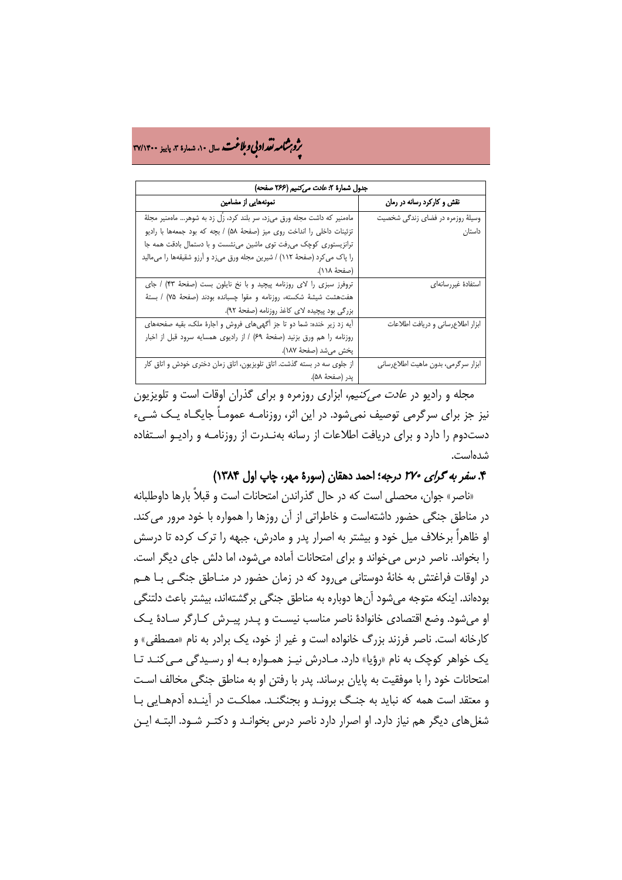| جدول شمارهٔ ۲: *عادت می‌کنیم* (۲۶۶ صفحه) | |
|---|---|
| نقش و کارکرد رسانه در رمان | نمونه‌هایی از مضامین |
| وسیلهٔ روزمره در فضای زندگی شخصیت داستان | ماه‌منیر که داشت مجله ورق می‌زد، سر بلند کرد، زُل زد به شوهر... ماه‌منیر مجلهٔ تزئینات داخلی را انداخت روی میز (صفحهٔ ۵۸) / بچه که بود جمعه‌ها با رادیو ترانزیستوری کوچک می‌رفت توی ماشین می‌نشست و با دستمال بادقت همه جا را پاک می‌کرد (صفحهٔ ۱۱۲) / شیرین مجله ورق می‌زد و آرزو شقیقه‌ها را می‌مالید (صفحهٔ ۱۱۸). |
| استفادهٔ غیررسانه‌ای | تروفرز سبزی را لای روزنامه پیچید و با نخ نایلون بست (صفحهٔ ۴۳) / جای هفت‌هشت شیشهٔ شکسته، روزنامه و مقوا چسبانده بودند (صفحهٔ ۷۵) / بستهٔ بزرگی بود پیچیده لای کاغذ روزنامه (صفحهٔ ۹۲). |
| ابزار اطلاع‌رسانی و دریافت اطلاعات | آیه زد زیر خنده: شما دو تا جز آگهی‌های فروش و اجارهٔ ملک، بقیه صفحه‌های روزنامه را هم ورق بزنید (صفحهٔ ۶۹) / از رادیوی همسایه سرود قبل از اخبار پخش می‌شد (صفحهٔ ۱۸۷). |
| ابزار سرگرمی، بدون ماهیت اطلاع‌رسانی | از جلوی سه در بسته گذشت. اتاق تلویزیون، اتاق زمان دختری خودش و اتاق کار پدر (صفحهٔ ۵۸). |

مجله و رادیو در *عادت می‌کنیم*، ابزاری روزمره و برای گذران اوقات است و تلویزیون نیز جز برای سرگرمی توصیف نمی‌شود. در این اثر، روزنامه عموماً جایگاه یک شیء دست‌دوم را دارد و برای دریافت اطلاعات از رسانه به‌ندرت از روزنامه و رادیو استفاده شده‌است.

### ۴. *سفر به گرای ۲۷۰ درجه*؛ احمد دهقان (سورهٔ مهر، چاپ اول ۱۳۸۴)

«ناصر» جوان، محصلی است که در حال گذراندن امتحانات است و قبلاً بارها داوطلبانه در مناطق جنگی حضور داشته‌است و خاطراتی از آن روزها را همواره با خود مرور می‌کند. او ظاهراً برخلاف میل خود و بیشتر به اصرار پدر و مادرش، جبهه را ترک کرده تا درسش را بخواند. ناصر درس می‌خواند و برای امتحانات آماده می‌شود، اما دلش جای دیگر است. در اوقات فراغتش به خانهٔ دوستانی می‌رود که در زمان حضور در مناطق جنگی با هم بوده‌اند. اینکه متوجه می‌شود آن‌ها دوباره به مناطق جنگی برگشته‌اند، بیشتر باعث دلتنگی او می‌شود. وضع اقتصادی خانوادهٔ ناصر مناسب نیست و پدر پیرش کارگر سادهٔ یک کارخانه است. ناصر فرزند بزرگ خانواده است و غیر از خود، یک برادر به نام «مصطفی» و یک خواهر کوچک به نام «رؤیا» دارد. مادرش نیز همواره به او رسیدگی می‌کند تا امتحانات خود را با موفقیت به پایان برساند. پدر با رفتن او به مناطق جنگی مخالف است و معتقد است همه که نباید به جنگ بروند و بجنگند. مملکت در آینده آدم‌هایی با شغل‌های دیگر هم نیاز دارد. او اصرار دارد ناصر درس بخواند و دکتر شود. البته این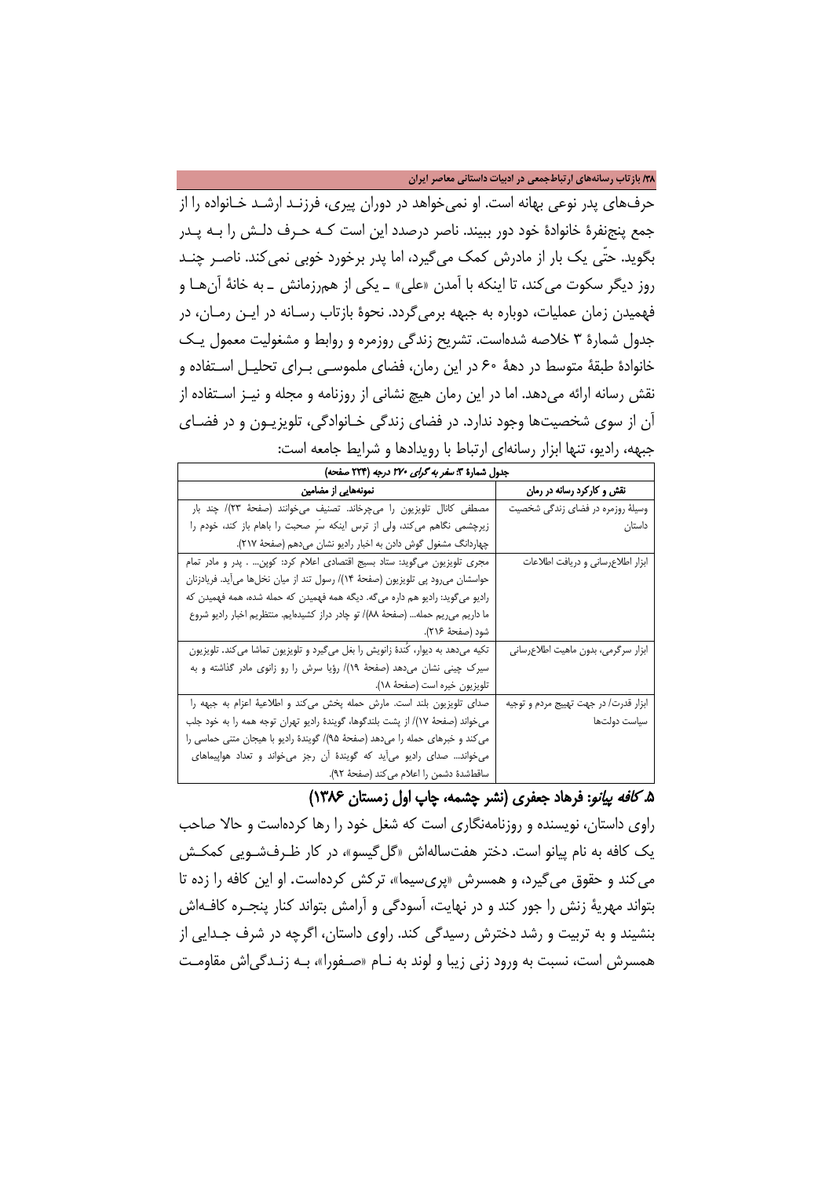حرف‌های پدر نوعی بهانه است. او نمی‌خواهد در دوران پیری، فرزند ارشد خانواده را از جمع پنج‌نفرهٔ خانوادهٔ خود دور ببیند. ناصر درصدد این است که حرف دلش را به پدر بگوید. حتّی یک بار از مادرش کمک می‌گیرد، اما پدر برخورد خوبی نمی‌کند. ناصر چند روز دیگر سکوت می‌کند، تا اینکه با آمدن «علی» ـ یکی از هم‌رزمانش ـ به خانهٔ آن‌ها و فهمیدن زمان عملیات، دوباره به جبهه برمی‌گردد. نحوهٔ بازتاب رسانه در این رمان، در جدول شمارهٔ ۳ خلاصه شده‌است. تشریح زندگی روزمره و روابط و مشغولیت معمول یک خانوادهٔ طبقهٔ متوسط در دههٔ ۶۰ در این رمان، فضای ملموسی برای تحلیل استفاده و نقش رسانه ارائه می‌دهد. اما در این رمان هیچ نشانی از روزنامه و مجله و نیز استفاده از آن از سوی شخصیت‌ها وجود ندارد. در فضای زندگی خانوادگی، تلویزیون و در فضای جبهه، رادیو، تنها ابزار رسانه‌ای ارتباط با رویدادها و شرایط جامعه است:

**جدول شمارهٔ ۳: *سفر به گرای ۲۷۰ درجه* (۲۳۴ صفحه)**

| نقش و کارکرد رسانه در رمان | نمونه‌هایی از مضامین |
|---|---|
| وسیلهٔ روزمره در فضای زندگی شخصیت داستان | مصطفی کانال تلویزیون را می‌چرخاند. تصنیف می‌خوانند (صفحهٔ ۲۳)/ چند بار زیرچشمی نگاهم می‌کند، ولی از ترس اینکه سرِ صحبت را باهام باز کند، خودم را چهاردانگ مشغول گوش دادن به اخبار رادیو نشان می‌دهم (صفحهٔ ۲۱۷). |
| ابزار اطلاع‌رسانی و دریافت اطلاعات | مجری تلویزیون می‌گوید: ستاد بسیج اقتصادی اعلام کرد: کوپن... . پدر و مادر تمام حواسشان می‌رود پی تلویزیون (صفحهٔ ۱۴)/ رسول تند از میان نخل‌ها می‌آید. فریادزنان رادیو می‌گوید: رادیو همه داره می‌گه. دیگه همه فهمیدن که حمله شده، همه فهمیدن که ما داریم می‌ریم حمله... (صفحهٔ ۸۸)/ تو چادر دراز کشیده‌ایم. منتظریم اخبار رادیو شروع شود (صفحهٔ ۲۱۶). |
| ابزار سرگرمی، بدون ماهیت اطلاع‌رسانی | تکیه می‌دهد به دیوار، کُندهٔ زانویش را بغل می‌گیرد و تلویزیون تماشا می‌کند. تلویزیون سیرک چینی نشان می‌دهد (صفحهٔ ۱۹)/ رؤیا سرش را رو زانوی مادر گذاشته و به تلویزیون خیره است (صفحهٔ ۱۸). |
| ابزار قدرت/ در جهت تهییج مردم و توجیه سیاست دولت‌ها | صدای تلویزیون بلند است. مارش حمله پخش می‌کند و اطلاعیهٔ اعزام به جبهه را می‌خواند (صفحهٔ ۱۷)/ از پشت بلندگوها، گویندهٔ رادیو تهران توجه همه را به خود جلب می‌کند و خبرهای حمله را می‌دهد (صفحهٔ ۹۵)/ گویندهٔ رادیو با هیجان متنی حماسی را می‌خواند... صدای رادیو می‌آید که گویندهٔ آن رجز می‌خواند و تعداد هواپیماهای ساقط‌شدهٔ دشمن را اعلام می‌کند (صفحهٔ ۹۲). |

### ۵. *کافه پیانو*: فرهاد جعفری (نشر چشمه، چاپ اول زمستان ۱۳۸۶)

راوی داستان، نویسنده و روزنامه‌نگاری است که شغل خود را رها کرده‌است و حالا صاحب یک کافه به نام پیانو است. دختر هفت‌ساله‌اش «گل‌گیسو»، در کار ظرف‌شویی کمکش می‌کند و حقوق می‌گیرد، و همسرش «پری‌سیما»، ترکش کرده‌است. او این کافه را زده تا بتواند مهریهٔ زنش را جور کند و در نهایت، آسودگی و آرامش بتواند کنار پنجره کافه‌اش بنشیند و به تربیت و رشد دخترش رسیدگی کند. راوی داستان، اگرچه در شرف جدایی از همسرش است، نسبت به ورود زنی زیبا و لوند به نام «صفورا»، به زندگی‌اش مقاومت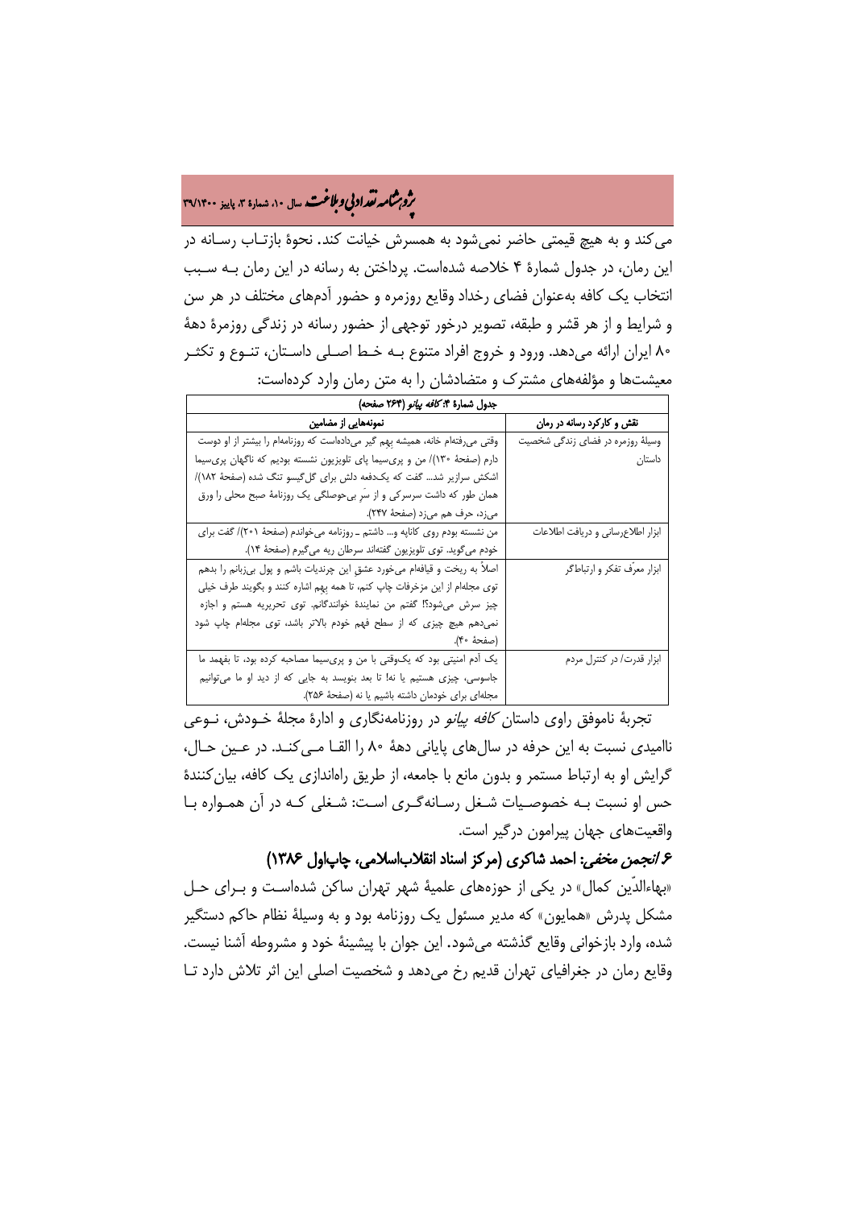می‌کند و به هیچ قیمتی حاضر نمی‌شود به همسرش خیانت کند. نحوهٔ بازتـاب رسـانه در این رمان، در جدول شمارهٔ ۴ خلاصه شده‌است. پرداختن به رسانه در این رمان بـه سـبب انتخاب یک کافه به‌عنوان فضای رخداد وقایع روزمره و حضور آدم‌های مختلف در هر سن و شرایط و از هر قشر و طبقه، تصویر درخور توجهی از حضور رسانه در زندگی روزمرهٔ دههٔ ۸۰ ایران ارائه می‌دهد. ورود و خروج افراد متنوع بـه خـط اصـلی داسـتان، تنـوع و تکثـر معیشت‌ها و مؤلفه‌های مشترک و متضادشان را به متن رمان وارد کرده‌است:

| جدول شمارهٔ ۴: *کافه پیانو* (۲۶۴ صفحه) | |
|---|---|
| **نقش و کارکرد رسانه در رمان** | **نمونه‌هایی از مضامین** |
| وسیلهٔ روزمره در فضای زندگی شخصیت داستان | وقتی می‌رفتام خانه، همیشه پِهِم گیر می‌داده‌است که روزنامه‌ام را بیشتر از او دوست دارم (صفحهٔ ۱۳۰)/ من و پری‌سیما پای تلویزیون نشسته بودیم که ناگهان پری‌سیما اشکش سرازیر شد... گفت که یک‌دفعه دلش برای گل‌گیسو تنگ شده (صفحهٔ ۱۸۲)/ همان طور که داشت سرسرکی و از سَرِ بی‌حوصلگی یک روزنامهٔ صبح محلی را ورق می‌زد، حرف هم می‌زد (صفحهٔ ۲۴۷). |
| ابزار اطلاع‌رسانی و دریافت اطلاعات | من نشسته بودم روی کاناپه و... داشتم ـ روزنامه می‌خواندم (صفحهٔ ۲۰۱)/ گفت برای خودم می‌گوید. توی تلویزیون گفته‌اند سرطان ریه می‌گیرم (صفحهٔ ۱۴). |
| ابزار معرِّف تفکر و ارتباط‌گر | اصلاً به ریخت و قیافه‌ام می‌خورد عشق این چرندیات باشم و پول بی‌زبانم را بدهم توی مجله‌ام از این مزخرفات چاپ کنم، تا همه پِهِم اشاره کنند و بگویند طرف خیلی چیز سرش می‌شود؟! گفتم من نمایندهٔ خوانندگانم. توی تحریریه هستم و اجازه نمی‌دهم هیچ چیزی که از سطح فهم خودم بالاتر باشد، توی مجله‌ام چاپ شود (صفحهٔ ۴۰). |
| ابزار قدرت/ در کنترل مردم | یک آدم امنیتی بود که یک‌وقتی با من و پری‌سیما مصاحبه کرده بود، تا بفهمد ما جاسوسی، چیزی هستیم یا نه! تا بعد بنویسد به جایی که از دید او ما می‌توانیم مجله‌ای برای خودمان داشته باشیم یا نه (صفحهٔ ۲۵۶). |

تجربهٔ ناموفق راوی داستان *کافه پیانو* در روزنامه‌نگاری و ادارهٔ مجلهٔ خـودش، نـوعی ناامیدی نسبت به این حرفه در سال‌های پایانی دههٔ ۸۰ را القـا مـی‌کنـد. در عـین حـال، گرایش او به ارتباط مستمر و بدون مانع با جامعه، از طریق راه‌اندازی یک کافه، بیان‌کنندهٔ حس او نسبت بـه خصوصـیات شـغل رسـانه‌گـری اسـت: شـغلی کـه در آن همـواره بـا واقعیت‌های جهان پیرامون درگیر است.

### ۶. *انجمن مخفی*: احمد شاکری (مرکز اسناد انقلاب‌اسلامی، چاپ‌اول ۱۳۸۶)

«بهاءالدّین کمال» در یکی از حوزه‌های علمیهٔ شهر تهران ساکن شده‌اسـت و بـرای حـل مشکل پدرش «همایون» که مدیر مسئول یک روزنامه بود و به وسیلهٔ نظام حاکم دستگیر شده، وارد بازخوانی وقایع گذشته می‌شود. این جوان با پیشینهٔ خود و مشروطه آشنا نیست. وقایع رمان در جغرافیای تهران قدیم رخ می‌دهد و شخصیت اصلی این اثر تلاش دارد تـا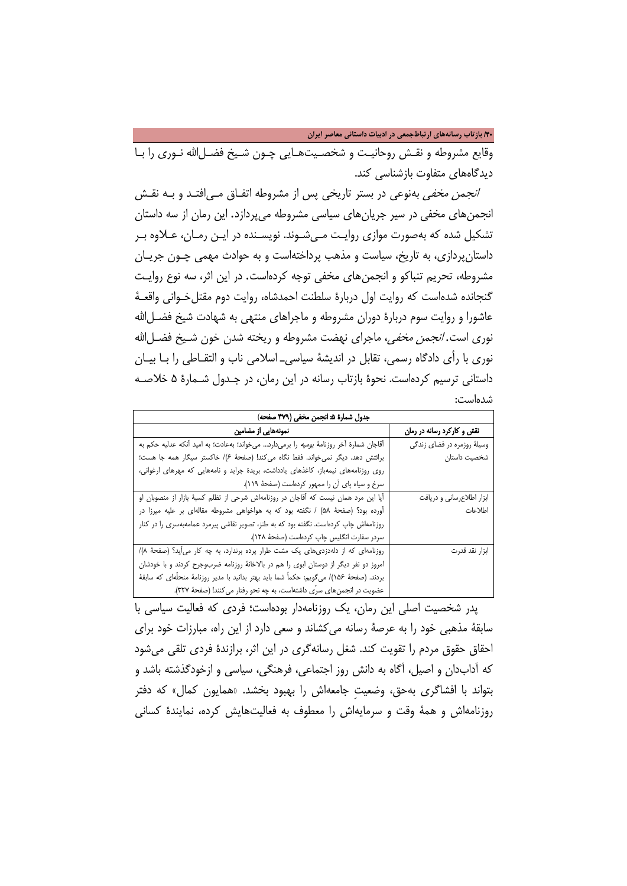وقایع مشروطه و نقش روحانیت و شخصیت‌هایی چون شیخ فضل‌الله نوری را با دیدگاه‌های متفاوت بازشناسی کند.

*انجمن مخفی* به‌نوعی در بستر تاریخی پس از مشروطه اتفاق می‌افتد و به نقش انجمن‌های مخفی در سیر جریان‌های سیاسی مشروطه می‌پردازد. این رمان از سه داستان تشکیل شده که به‌صورت موازی روایت می‌شوند. نویسنده در این رمان، علاوه بر داستان‌پردازی، به تاریخ، سیاست و مذهب پرداخته‌است و به حوادث مهمی چون جریان مشروطه، تحریم تنباکو و انجمن‌های مخفی توجه کرده‌است. در این اثر، سه نوع روایت گنجانده شده‌است که روایت اول دربارهٔ سلطنت احمدشاه، روایت دوم مقتل‌خوانی واقعهٔ عاشورا و روایت سوم دربارهٔ دوران مشروطه و ماجراهای منتهی به شهادت شیخ فضل‌الله نوری است. *انجمن مخفی*، ماجرای نهضت مشروطه و ریخته شدن خون شیخ فضل‌الله نوری با رأی دادگاه رسمی، تقابل در اندیشهٔ سیاسی‌ـ اسلامی ناب و التقاطی را با بیان داستانی ترسیم کرده‌است. نحوهٔ بازتاب رسانه در این رمان، در جدول شمارهٔ ۵ خلاصه شده‌است:

**جدول شمارهٔ ۵: انجمن مخفی (۴۷۹ صفحه)**

| نقش و کارکرد رسانه در رمان | نمونه‌هایی از مضامین |
| --- | --- |
| وسیلهٔ روزمره در فضای زندگی شخصیت داستان | آقاجان شمارهٔ آخر روزنامهٔ *یومیه* را برمی‌دارد... می‌خواند؛ به‌عادت؛ به امید آنکه عدلیه حکم به برائتش دهد. دیگر نمی‌خواند. فقط نگاه می‌کند! (صفحهٔ ۶)/ خاکستر سیگار همه جا هست؛ روی روزنامه‌های نیمه‌باز، کاغذهای یادداشت، بریدهٔ جراید و نامه‌هایی که مهرهای ارغوانی، سرخ و سیاه پای آن را ممهور کرده‌است (صفحهٔ ۱۱۹). |
| ابزار اطلاع‌رسانی و دریافت اطلاعات | آیا این مرد همان نیست که آقاجان در روزنامه‌اش شرحی از تظلم کسبهٔ بازار از منصوبان او آورده بود؟ (صفحهٔ ۵۸) / نگفته بود که به هواخواهی مشروطه مقاله‌ای بر علیه میرزا در روزنامه‌اش چاپ کرده‌است. نگفته بود که به طنز، تصویر نقاشی پیرمرد عمامه‌به‌سری را در کنار سردر سفارت انگلیس چاپ کرده‌است (صفحهٔ ۱۲۸). |
| ابزار نقد قدرت | روزنامه‌ای که از دله‌دزدی‌های یک مشت طرار پرده برندارد، به چه کار می‌آید؟ (صفحهٔ ۸)/ امروز دو نفر دیگر از دوستان ابوی را هم در بالاخانهٔ روزنامه ضرب‌وجرح کردند و با خودشان بردند. (صفحهٔ ۱۵۶)/ می‌گویم: حکماً شما باید بهتر بدانید با مدیر روزنامهٔ منحلّه‌ای که سابقهٔ عضویت در انجمن‌های سرّی داشته‌است، به چه نحو رفتار می‌کنند! (صفحهٔ ۳۲۷). |

پدر شخصیت اصلی این رمان، یک روزنامه‌دار بوده‌است؛ فردی که فعالیت سیاسی با سابقهٔ مذهبی خود را به عرصهٔ رسانه می‌کشاند و سعی دارد از این راه، مبارزات خود برای احقاق حقوق مردم را تقویت کند. شغل رسانه‌گری در این اثر، برازندهٔ فردی تلقی می‌شود که آداب‌دان و اصیل، آگاه به دانش روز اجتماعی، فرهنگی، سیاسی و ازخودگذشته باشد و بتواند با افشاگری به‌حق، وضعیتِ جامعه‌اش را بهبود بخشد. «همایون کمال» که دفتر روزنامه‌اش و همهٔ وقت و سرمایه‌اش را معطوف به فعالیت‌هایش کرده، نمایندهٔ کسانی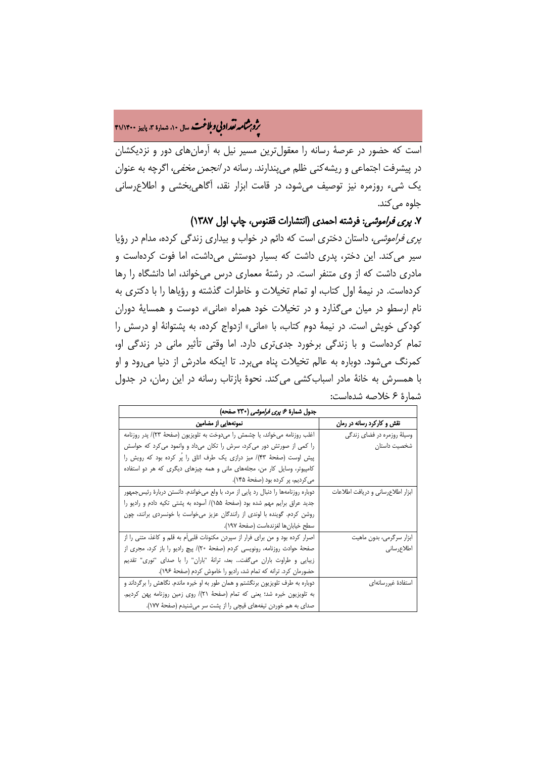است که حضور در عرصهٔ رسانه را معقول‌ترین مسیر نیل به آرمان‌های دور و نزدیکشان در پیشرفت اجتماعی و ریشه‌کنی ظلم می‌پندارند. رسانه در *انجمن مخفی*، اگرچه به عنوان یک شیء روزمره نیز توصیف می‌شود، در قامت ابزار نقد، آگاهی‌بخشی و اطلاع‌رسانی جلوه می‌کند.

### ۷. *پری فراموشی*: فرشته احمدی (انتشارات ققنوس، چاپ اول ۱۳۸۷)

*پری فراموشی*، داستان دختری است که دائم در خواب و بیداری زندگی کرده، مدام در رؤیا سیر می‌کند. این دختر، پدری داشت که بسیار دوستش می‌داشت، اما فوت کرده‌است و مادری داشت که از وی متنفر است. در رشتهٔ معماری درس می‌خواند، اما دانشگاه را رها کرده‌است. در نیمهٔ اول کتاب، او تمام تخیلات و خاطرات گذشته و رؤیاها را با دکتری به نام ارسطو در میان می‌گذارد و در تخیلات خود همراه «مانی»، دوست و همسایهٔ دوران کودکی خویش است. در نیمهٔ دوم کتاب، با «مانی» ازدواج کرده، به پشتوانهٔ او درسش را تمام کرده‌است و با زندگی برخورد جدی‌تری دارد. اما وقتی تأثیر مانی در زندگی او، کمرنگ می‌شود. دوباره به عالم تخیلات پناه می‌برد. تا اینکه مادرش از دنیا می‌رود و او با همسرش به خانهٔ مادر اسباب‌کشی می‌کند. نحوهٔ بازتاب رسانه در این رمان، در جدول شمارهٔ ۶ خلاصه شده‌است:

جدول شمارهٔ ۶: *پری فراموشی* (۲۳۰ صفحه)

| نقش و کارکرد رسانه در رمان | نمونه‌هایی از مضامین |
|---|---|
| وسیلهٔ روزمره در فضای زندگی شخصیت داستان | اغلب روزنامه می‌خواند، یا چشمش را می‌دوخت به تلویزیون (صفحهٔ ۲۳)/ پدر روزنامه را کمی از صورتش دور می‌کرد، سرش را تکان می‌داد و وانمود می‌کرد که حواسش پیش اوست (صفحهٔ ۴۳)/ میز درازی یک طرف اتاق را پُر کرده بود که رویش را کامپیوتر، وسایل کار من، مجله‌های مانی و همه چیزهای دیگری که هر دو استفاده می‌کردیم، پر کرده بود (صفحهٔ ۱۴۵). |
| ابزار اطلاع‌رسانی و دریافت اطلاعات | دوباره روزنامه‌ها را دنبال رد پایی از مرد، با ولع می‌خواندم. دانستن دربارهٔ رئیس‌جمهور جدید عراق برایم مهم شده بود (صفحهٔ ۱۵۵)/ آسوده به پشتی تکیه دادم و رادیو را روشن کردم. گوینده با لوندی از رانندگان عزیز می‌خواست با خونسردی برانند، چون سطح خیابان‌ها لغزنده‌است (صفحهٔ ۱۹۷). |
| ابزار سرگرمی، بدون ماهیت اطلاع‌رسانی | اصرار کرده بود و من برای فرار از سپردن مکنونات قلبی‌اَم به قلم و کاغذ، متنی را از صفحهٔ حوادث روزنامه، رونویسی کردم (صفحهٔ ۲۰)/ پیچ رادیو را باز کرد، مجری از زیبایی و طراوت باران می‌گفت... بعد، ترانهٔ "باران" را با صدای "نوری" تقدیم حضورمان کرد. ترانه که تمام شد، رادیو را خاموش کردم (صفحهٔ ۱۹۶). |
| استفادهٔ غیررسانه‌ای | دوباره به طرف تلویزیون برنگشتم و همان طور به او خیره ماندم. نگاهش را برگرداند و به تلویزیون خیره شد؛ یعنی که تمام (صفحهٔ ۲۱)/ روی زمین روزنامه پهن کردیم. صدای به هم خوردن تیغه‌های قیچی را از پشت سر می‌شنیدم (صفحهٔ ۱۷۷). |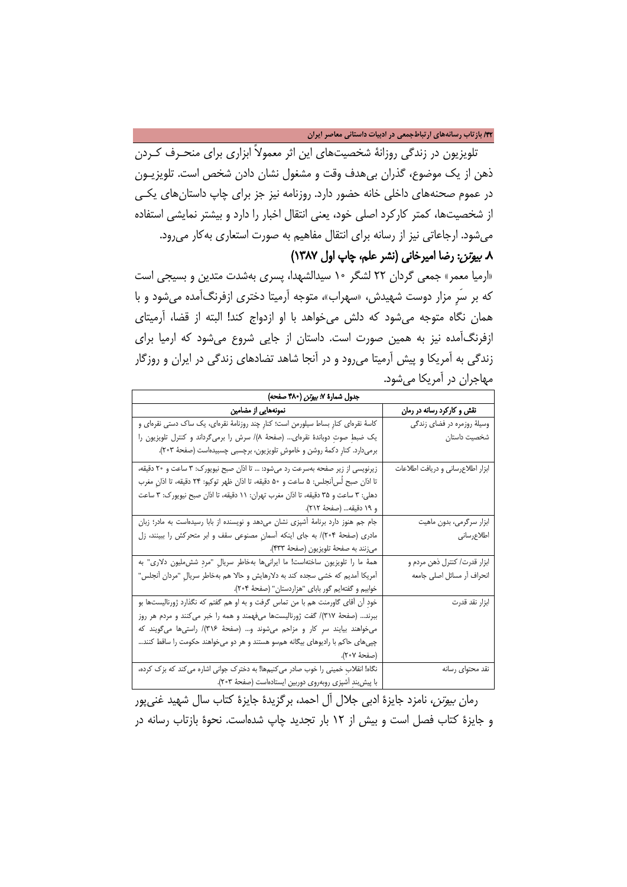تلویزیون در زندگی روزانهٔ شخصیت‌های این اثر معمولاً ابزاری برای منحـرف کـردن ذهن از یک موضوع، گذران بی‌هدف وقت و مشغول نشان دادن شخص است. تلویزیـون در عموم صحنه‌های داخلی خانه حضور دارد. روزنامه نیز جز برای چاپ داستان‌های یکـی از شخصیت‌ها، کمتر کارکرد اصلی خود، یعنی انتقال اخبار را دارد و بیشتر نمایشی استفاده می‌شود. ارجاعاتی نیز از رسانه برای انتقال مفاهیم به صورت استعاری به‌کار می‌رود.

### ۸. *بیوتن*: رضا امیرخانی (نشر علم، چاپ اول ۱۳۸۷)

«ارمیا معمر» جمعی گردان ۲۲ لشگر ۱۰ سیدالشهدا، پسری به‌شدت متدین و بسیجی است که بر سرِ مزار دوست شهیدش، «سهراب»، متوجه آرمیتا دختری ازفرنگ‌آمده می‌شود و با همان نگاه متوجه می‌شود که دلش می‌خواهد با او ازدواج کند! البته از قضا، آرمیتای ازفرنگ‌آمده نیز به همین صورت است. داستان از جایی شروع می‌شود که ارمیا برای زندگی به آمریکا و پیش آرمیتا می‌رود و در آنجا شاهد تضادهای زندگی در ایران و روزگار مهاجران در آمریکا می‌شود.

**جدول شمارهٔ ۷: *بیوتن* (۴۸۰ صفحه)**

| نقش و کارکرد رسانه در رمان | نمونه‌هایی از مضامین |
| --- | --- |
| وسیلهٔ روزمره در فضای زندگی شخصیت داستان | کاسهٔ نقره‌ای کنارِ بساط سیلورمن است؛ کنارِ چند روزنامهٔ نقره‌ای، یک ساک دستی نقره‌ای و یک ضبطِ صوتِ دوباندهٔ نقره‌ای... (صفحهٔ ۸)/ سرش را برمی‌گرداند و کنترل تلویزیون را برمی‌دارد. کنارِ دکمهٔ روشن و خاموشِ تلویزیون، برچسبی چسبیده‌است (صفحهٔ ۲۰۳). |
| ابزار اطلاع‌رسانی و دریافت اطلاعات | زیرنویسی از زیر صفحه به‌سرعت رد می‌شود: ... تا اذان صبح نیویورک: ۳ ساعت و ۲۰ دقیقه، تا اذان صبح لُس‌آنجلس: ۵ ساعت و ۵۰ دقیقه، تا اذان ظهر توکیو: ۲۴ دقیقه، تا اذانِ مغرب دهلی: ۳ ساعت و ۳۵ دقیقه، تا اذان مغرب تهران: ۱۱ دقیقه، تا اذان صبح نیویورک: ۳ ساعت و ۱۹ دقیقه... (صفحهٔ ۲۱۲). |
| ابزار سرگرمی، بدون ماهیت اطلاع‌رسانی | جام جم هنوز دارد برنامهٔ آشپزی نشان می‌دهد و نویسنده از بابا رسیده‌است به مادر؛ زبان مادری (صفحهٔ ۲۰۴)/ به جای اینکه آسمانِ مصنوعی سقف و ابر متحرکش را ببینند، زل می‌زنند به صفحهٔ تلویزیون (صفحهٔ ۴۳۳). |
| ابزار قدرت/ کنترل ذهن مردم و انحراف از مسائل اصلی جامعه | همهٔ ما را تلویزیون ساخته‌است! ما ایرانی‌ها به‌خاطر سریالِ "مردِ شش‌ملیون دلاری" به آمریکا آمدیم که خشی سجده کند به دلارهایش و حالا هم به‌خاطر سریالِ "مردان آنجلس" خوابیم و گفته‌ایم گور بابای "هزاردستان" (صفحهٔ ۲۰۴). |
| ابزار نقد قدرت | خودِ آن آقای گاورمنت هم با من تماس گرفت و به او هم گفتم که نگذارد ژورنالیست‌ها بو ببرند... (صفحهٔ ۳۱۷)/ گفت ژورنالیست‌ها می‌فهمند و همه را خبر می‌کنند و مردم هر روز می‌خواهند بیایند سر کار و مزاحم می‌شوند و... (صفحهٔ ۳۱۶)/ راستی‌ها می‌گویند که چپی‌های حاکم با رادیوهای بیگانه هم‌سو هستند و هر دو می‌خواهند حکومت را ساقط کنند... (صفحهٔ ۲۰۷). |
| نقد محتوای رسانه | نگاه! انقلابِ خمینی را خوب صادر می‌کنیم‌ها! به دخترک جوانی اشاره می‌کند که بزک کرده، با پیش‌بندِ آشپزی روبه‌روی دوربین ایستاده‌است (صفحهٔ ۲۰۳). |

رمان *بیوتن*، نامزد جایزهٔ ادبی جلال آل احمد، برگزیدهٔ جایزهٔ کتاب سال شهید غنی‌پور و جایزهٔ کتاب فصل است و بیش از ۱۲ بار تجدید چاپ شده‌است. نحوهٔ بازتاب رسانه در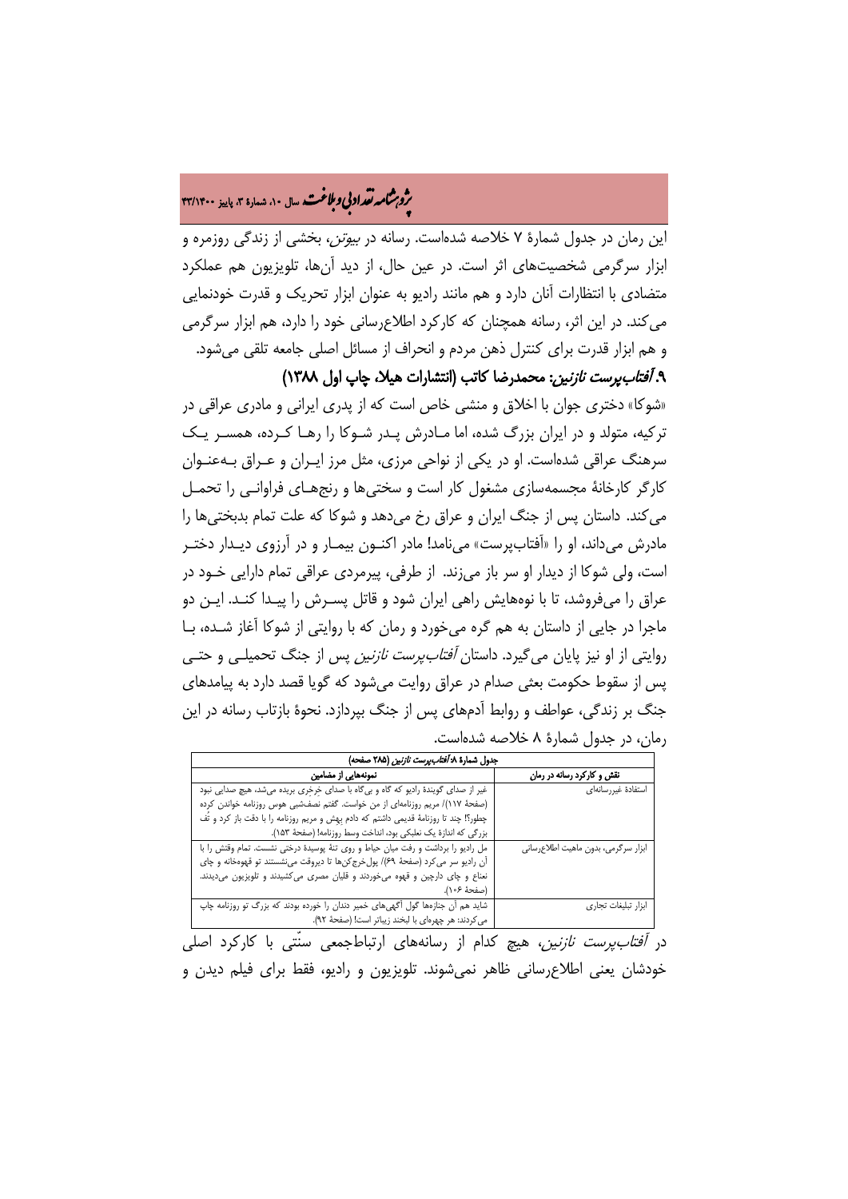این رمان در جدول شمارۀ ۷ خلاصه شده‌است. رسانه در *بیوتن*، بخشی از زندگی روزمره و ابزار سرگرمی شخصیت‌های اثر است. در عین حال، از دید آن‌ها، تلویزیون هم عملکرد متضادی با انتظارات آنان دارد و هم مانند رادیو به عنوان ابزار تحریک و قدرت خودنمایی می‌کند. در این اثر، رسانه همچنان که کارکرد اطلاع‌رسانی خود را دارد، هم ابزار سرگرمی و هم ابزار قدرت برای کنترل ذهن مردم و انحراف از مسائل اصلی جامعه تلقی می‌شود.

### ۹. *آفتاب‌پرست نازنین*: محمدرضا کاتب (انتشارات هیلا، چاپ اول ۱۳۸۸)

«شوکا» دختری جوان با اخلاق و منشی خاص است که از پدری ایرانی و مادری عراقی در ترکیه، متولد و در ایران بزرگ شده، اما مادرش پدر شوکا را رها کرده، همسر یک سرهنگ عراقی شده‌است. او در یکی از نواحی مرزی، مثل مرز ایران و عراق به‌عنوان کارگر کارخانهٔ مجسمه‌سازی مشغول کار است و سختی‌ها و رنج‌های فراوانی را تحمل می‌کند. داستان پس از جنگ ایران و عراق رخ می‌دهد و شوکا که علت تمام بدبختی‌ها را مادرش می‌داند، او را «آفتاب‌پرست» می‌نامد! مادر اکنون بیمار و در آرزوی دیدار دختر است، ولی شوکا از دیدار او سر باز می‌زند. از طرفی، پیرمردی عراقی تمام دارایی خود در عراق را می‌فروشد، تا با نوه‌هایش راهی ایران شود و قاتل پسرش را پیدا کند. این دو ماجرا در جایی از داستان به هم گره می‌خورد و رمان که با روایتی از شوکا آغاز شده، با روایتی از او نیز پایان می‌گیرد. داستان *آفتاب‌پرست نازنین* پس از جنگ تحمیلی و حتی پس از سقوط حکومت بعثی صدام در عراق روایت می‌شود که گویا قصد دارد به پیامدهای جنگ بر زندگی، عواطف و روابط آدم‌های پس از جنگ بپردازد. نحوهٔ بازتاب رسانه در این رمان، در جدول شمارۀ ۸ خلاصه شده‌است.

**جدول شمارۀ ۸: *آفتاب‌پرست نازنین* (۲۸۵ صفحه)**

| نقش و کارکرد رسانه در رمان | نمونه‌هایی از مضامین |
|---|---|
| استفادۀ غیررسانه‌ای | غیر از صدای گویندۀ رادیو که گاه و بی‌گاه با صدای خرخری بریده می‌شد، هیچ صدایی نبود (صفحۀ ۱۱۷)/ مریم روزنامه‌ای از من خواست. گفتم نصف‌شبی هوس روزنامه خواندن کرده چطور؟! چند تا روزنامۀ قدیمی داشتم که دادم بهش و مریم روزنامه را با دقت باز کرد و تُف بزرگی که اندازۀ یک نعلبکی بود، انداخت وسط روزنامه! (صفحۀ ۱۵۳). |
| ابزار سرگرمی، بدون ماهیت اطلاع‌رسانی | مل رادیو را برداشت و رفت میان حیاط و روی تنۀ پوسیدۀ درختی نشست. تمام وقتش را با آن رادیو سر می‌کرد (صفحۀ ۶۹)/ پول‌خرج‌کن‌ها تا دیروقت می‌نشستند تو قهوه‌خانه و چای نعناع و چای دارچین و قهوه می‌خوردند و قلیان مصری می‌کشیدند و تلویزیون می‌دیدند. (صفحۀ ۱۰۶). |
| ابزار تبلیغات تجاری | شاید هم آن جنازه‌ها گول آگهی‌های خمیر دندان را خورده بودند که بزرگ تو روزنامه چاپ می‌کردند: هر چهره‌ای با لبخند زیباتر است! (صفحۀ ۹۲). |

در *آفتاب‌پرست نازنین*، هیچ کدام از رسانه‌های ارتباط‌جمعی سنّتی با کارکرد اصلی خودشان یعنی اطلاع‌رسانی ظاهر نمی‌شوند. تلویزیون و رادیو، فقط برای فیلم دیدن و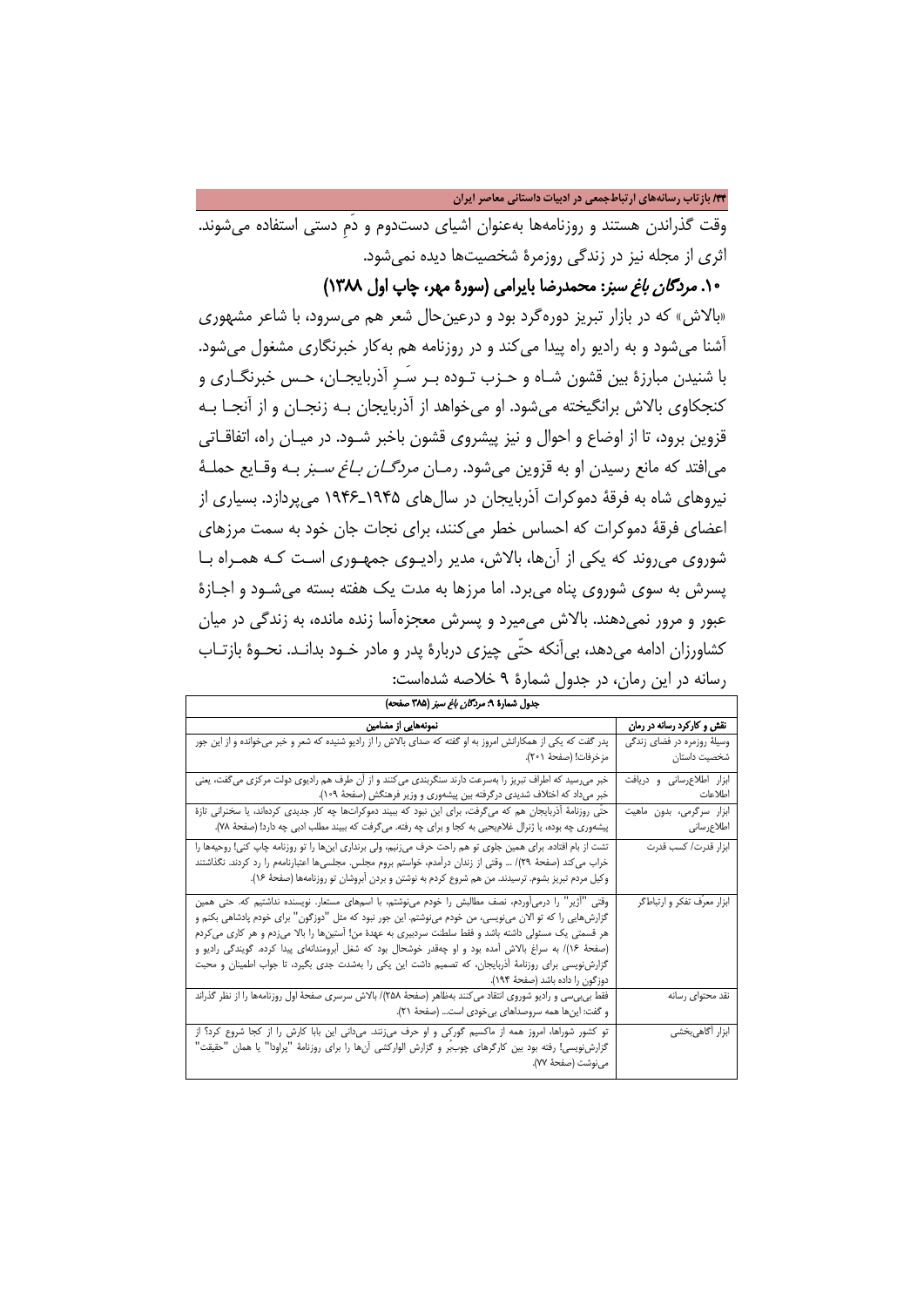وقت گذراندن هستند و روزنامه‌ها به‌عنوان اشیای دست‌دوم و دَمِ دستی استفاده می‌شوند. اثری از مجله نیز در زندگی روزمرۀ شخصیت‌ها دیده نمی‌شود.

### ۱۰. *مردگان باغ سبز*: محمدرضا بایرامی (سورۀ مهر، چاپ اول ۱۳۸۸)

«بالاش» که در بازار تبریز دوره‌گرد بود و درعین‌حال شعر هم می‌سرود، با شاعر مشهوری آشنا می‌شود و به رادیو راه پیدا می‌کند و در روزنامه هم به‌کار خبرنگاری مشغول می‌شود. با شنیدن مبارزۀ بین قشون شاه و حزب توده بر سرِ آذربایجان، حس خبرنگاری و کنجکاوی بالاش برانگیخته می‌شود. او می‌خواهد از آذربایجان به زنجان و از آنجا به قزوین برود، تا از اوضاع و احوال و نیز پیشروی قشون باخبر شود. در میان راه، اتفاقاتی می‌افتد که مانع رسیدن او به قزوین می‌شود. رمان *مردگان باغ سبز* به وقایع حملۀ نیروهای شاه به فرقۀ دموکرات آذربایجان در سال‌های ۱۹۴۵ـ۱۹۴۶ می‌پردازد. بسیاری از اعضای فرقۀ دموکرات که احساس خطر می‌کنند، برای نجات جان خود به سمت مرزهای شوروی می‌روند که یکی از آن‌ها، بالاش، مدیر رادیوی جمهوری است که همراه با پسرش به سوی شوروی پناه می‌برد. اما مرزها به مدت یک هفته بسته می‌شود و اجازۀ عبور و مرور نمی‌دهند. بالاش می‌میرد و پسرش معجزه‌آسا زنده مانده، به زندگی در میان کشاورزان ادامه می‌دهد، بی‌آنکه حتّی چیزی دربارۀ پدر و مادر خود بداند. نحوۀ بازتاب رسانه در این رمان، در جدول شمارۀ ۹ خلاصه شده‌است:

**جدول شمارۀ ۹: *مردگان باغ سبز* (۳۸۵ صفحه)**

| نقش و کارکرد رسانه در رمان | نمونه‌هایی از مضامین |
|---|---|
| وسیلۀ روزمره در فضای زندگی شخصیت داستان | پدر گفت که یکی از همکارانش امروز به او گفته که صدای بالاش را از رادیو شنیده که شعر و خبر می‌خوانده و از این جور مزخرفات! (صفحۀ ۲۰۱). |
| ابزار اطلاع‌رسانی و دریافت اطلاعات | خبر می‌رسید که اطراف تبریز را به‌سرعت دارند سنگربندی می‌کنند و از آن طرف هم رادیوی دولت مرکزی خبر می‌گفت، یعنی خبر می‌داد که اختلاف شدیدی درگرفته بین پیشه‌وری و وزیر فرهنگش (صفحۀ ۱۰۹). |
| ابزار سرگرمی، بدون ماهیت اطلاع‌رسانی | حتّی روزنامۀ آذربایجان هم که می‌گرفت، برای این نبود که ببیند دموکرات‌ها چه کار جدیدی کرده‌اند، یا سخنرانی تازۀ پیشه‌وری چه بوده، یا ژنرال غلام‌یحیی به کجا و برای چه رفته. می‌گرفت که ببیند مطلب ادبی چه دارد! (صفحۀ ۷۸). |
| ابزار قدرت/ کسب قدرت | تشت از بام افتاده. برای همین جلوی تو هم راحت حرف می‌زنیم، ولی برنداری این‌ها را تو روزنامه چاپ کنی! روحیه‌ها را خراب می‌کند (صفحۀ ۲۹)/ ... وقتی از زندان درآمدم، خواستم بروم مجلس. مجلسی‌ها اعتبارنامه‌م را رد کردند. نگذاشتند وکیل مردم تبریز بشوم. ترسیدند. من هم شروع کردم به نوشتن و بردن آبروشان تو روزنامه‌ها (صفحۀ ۱۶). |
| ابزار معرّف تفکر و ارتباط‌گر | وقتی "آژیر" را درمی‌آوردم، نصف مطالبش را خودم می‌نوشتم، با اسم‌های مستعار. نویسنده نداشتیم که. حتی همین گزارش‌هایی را که تو الان می‌نویسی، من خودم می‌نوشتم. این جور نبود که مثل "دوزگون" برای خودم پادشاهی بکنم و هر قسمتی یک مسئولی داشته باشد و فقط سلطنت سردبیری به عهدۀ من! آستین‌ها را بالا می‌زدم و هر کاری می‌کردم (صفحۀ ۱۶)/ به سراغ بالاش آمده بود و او چه‌قدر خوشحال بود که شغل آبرومندانه‌ای پیدا کرده. گویندگی رادیو و گزارش‌نویسی برای روزنامۀ آذربایجان، که تصمیم داشت این یکی را به‌شدت جدی بگیرد، تا جواب اطمینان و محبت دوزگون را داده باشد (صفحۀ ۱۹۴). |
| نقد محتوای رسانه | فقط بی‌بی‌سی و رادیو شوروی انتقاد می‌کنند به‌ظاهر (صفحۀ ۲۵۸)/ بالاش سرسری صفحۀ اول روزنامه‌ها را از نظر گذراند و گفت: این‌ها همه سروصداهای بی‌خودی است... (صفحۀ ۲۱). |
| ابزار آگاهی‌بخشی | تو کشور شوراها، امروز همه از ماکسیم گورکی و او حرف می‌زنند. می‌دانی این بابا کارش را از کجا شروع کرد؟ از گزارش‌نویسی! رفته بود بین کارگرهای چوب‌بُر و گزارش الوارکشی آن‌ها را برای روزنامۀ "پراودا" یا همان "حقیقت" می‌نوشت (صفحۀ ۷۷). |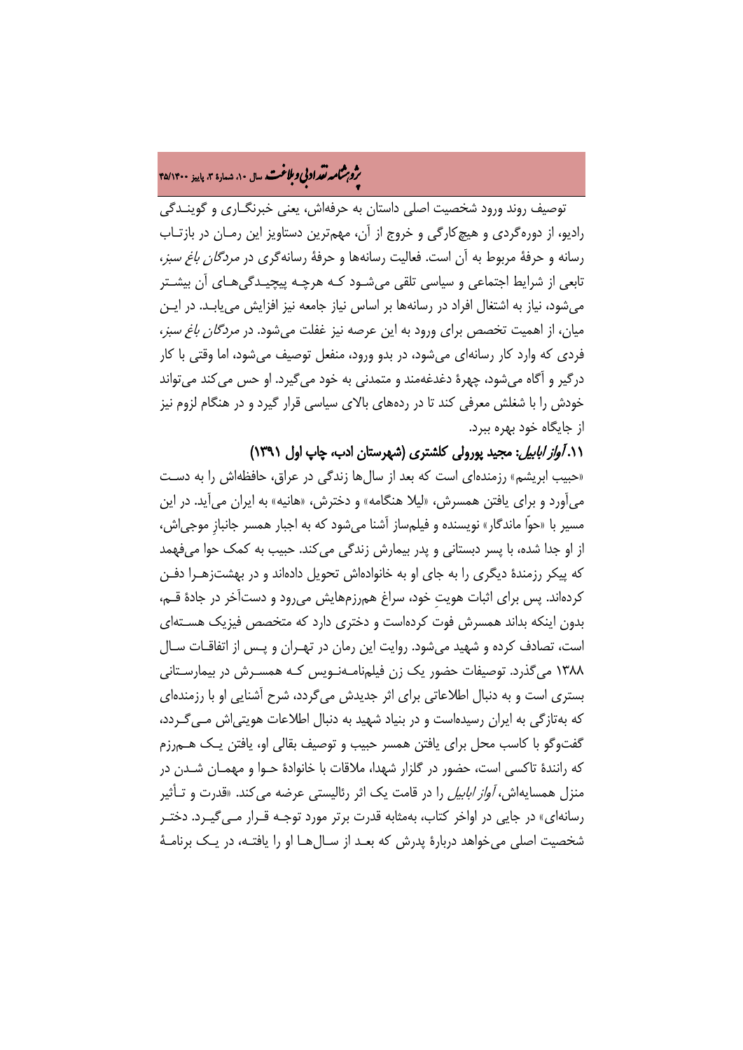توصیف روند ورود شخصیت اصلی داستان به حرفه‌اش، یعنی خبرنگـاری و گوینـدگی رادیو، از دوره‌گردی و هیچ‌کارگی و خروج از آن، مهم‌ترین دستاویز این رمـان در بازتـاب رسانه و حرفهٔ مربوط به آن است. فعالیت رسانه‌ها و حرفهٔ رسانه‌گری در *مردگان باغ سبز*، تابعی از شرایط اجتماعی و سیاسی تلقی می‌شـود کـه هرچـه پیچیـدگی‌هـای آن بیشـتر می‌شود، نیاز به اشتغال افراد در رسانه‌ها بر اساس نیاز جامعه نیز افزایش می‌یابـد. در ایـن میان، از اهمیت تخصص برای ورود به این عرصه نیز غفلت می‌شود. در *مردگان باغ سبز*، فردی که وارد کار رسانه‌ای می‌شود، در بدو ورود، منفعل توصیف می‌شود، اما وقتی با کار درگیر و آگاه می‌شود، چهرهٔ دغدغه‌مند و متمدنی به خود می‌گیرد. او حس می‌کند می‌تواند خودش را با شغلش معرفی کند تا در رده‌های بالای سیاسی قرار گیرد و در هنگام لزوم نیز از جایگاه خود بهره ببرد.

### ۱۱. *آواز ابابیل*: مجید پورولی کلشتری (شهرستان ادب، چاپ اول ۱۳۹۱)

«حبیب ابریشم» رزمنده‌ای است که بعد از سال‌ها زندگی در عراق، حافظه‌اش را به دسـت می‌آورد و برای یافتن همسرش، «لیلا هنگامه» و دخترش، «هانیه» به ایران می‌آید. در این مسیر با «حوّا ماندگار» نویسنده و فیلم‌ساز آشنا می‌شود که به اجبار همسر جانبازِ موجی‌اش، از او جدا شده، با پسر دبستانی و پدر بیمارش زندگی می‌کند. حبیب به کمک حوا می‌فهمد که پیکر رزمندهٔ دیگری را به جای او به خانواده‌اش تحویل داده‌اند و در بهشت‌زهـرا دفـن کرده‌اند. پس برای اثبات هویتِ خود، سراغ هم‌رزم‌هایش می‌رود و دست‌آخر در جادهٔ قـم، بدون اینکه بداند همسرش فوت کرده‌است و دختری دارد که متخصص فیزیک هسـته‌ای است، تصادف کرده و شهید می‌شود. روایت این رمان در تهـران و پـس از اتفاقـات سـال ۱۳۸۸ می‌گذرد. توصیفات حضور یک زن فیلم‌نامـه‌نـویس کـه همسـرش در بیمارسـتانی بستری است و به دنبال اطلاعاتی برای اثر جدیدش می‌گردد، شرح آشنایی او با رزمنده‌ای که به‌تازگی به ایران رسیده‌است و در بنیاد شهید به دنبال اطلاعات هویتی‌اش مـی‌گـردد، گفت‌وگو با کاسب محل برای یافتن همسر حبیب و توصیف بقالی او، یافتن یـک هـم‌رزم که رانندهٔ تاکسی است، حضور در گلزار شهدا، ملاقات با خانوادهٔ حـوا و مهمـان شـدن در منزل همسایه‌اش، *آواز ابابیل* را در قامت یک اثر رئالیستی عرضه می‌کند. «قدرت و تـأثیر رسانه‌ای» در جایی در اواخر کتاب، به‌مثابه قدرت برتر مورد توجـه قـرار مـی‌گیـرد. دختـر شخصیت اصلی می‌خواهد دربارهٔ پدرش که بعـد از سـال‌هـا او را یافتـه، در یـک برنامـهٔ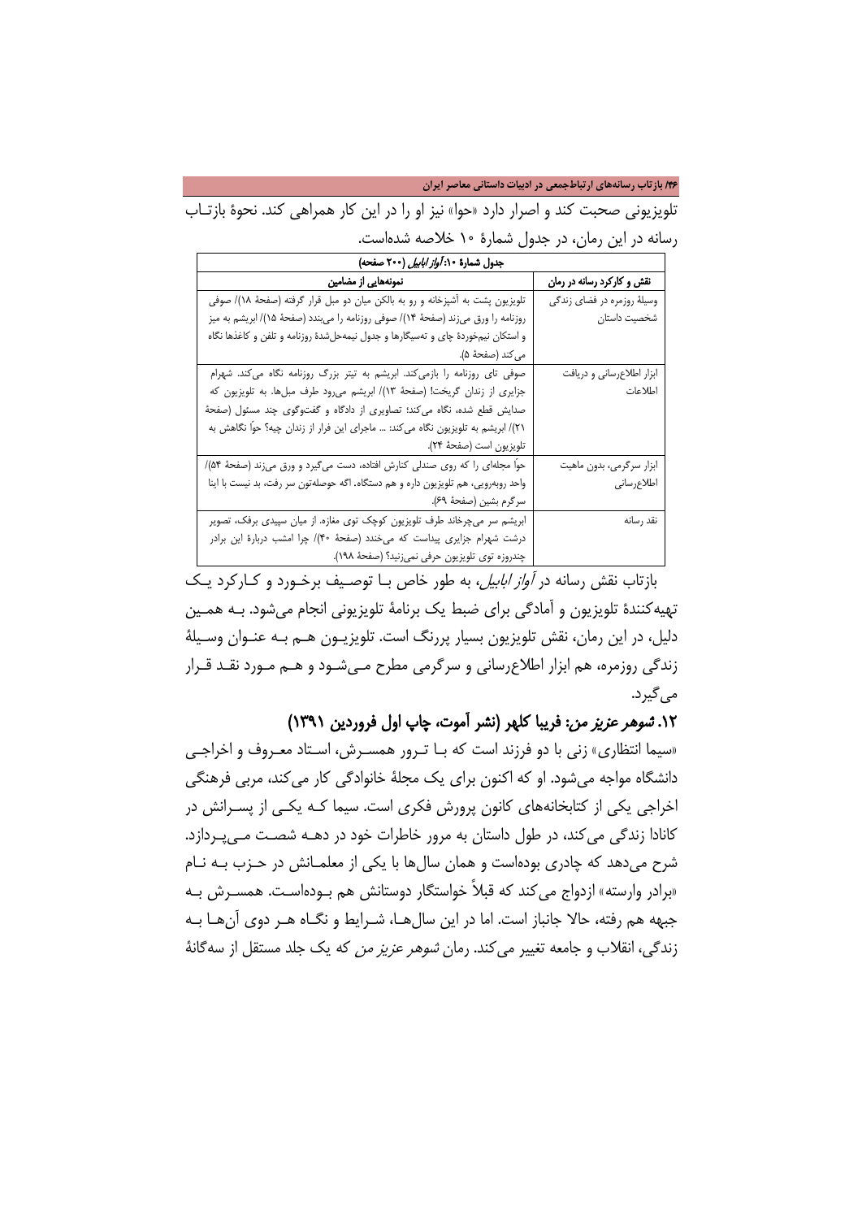تلویزیونی صحبت کند و اصرار دارد «حوا» نیز او را در این کار همراهی کند. نحوهٔ بازتاب رسانه در این رمان، در جدول شمارهٔ ۱۰ خلاصه شده‌است.

جدول شمارهٔ ۱۰: *آواز ابابیل* (۲۰۰ صفحه)

| نقش و کارکرد رسانه در رمان | نمونه‌هایی از مضامین |
| --- | --- |
| وسیلهٔ روزمره در فضای زندگی شخصیت داستان | تلویزیون پشت به آشپزخانه و رو به بالکن میان دو مبل قرار گرفته (صفحهٔ ۱۸)/ صوفی روزنامه را ورق می‌زند (صفحهٔ ۱۴)/ صوفی روزنامه را می‌بندد (صفحهٔ ۱۵)/ ابریشم به میز و استکان نیم‌خوردهٔ چای و ته‌سیگارها و جدول نیمه‌حل‌شدهٔ روزنامه و تلفن و کاغذها نگاه می‌کند (صفحهٔ ۵). |
| ابزار اطلاع‌رسانی و دریافت اطلاعات | صوفی تای روزنامه را بازمی‌کند. ابریشم به تیتر بزرگ روزنامه نگاه می‌کند. شهرام جزایری از زندان گریخت! (صفحهٔ ۱۳)/ ابریشم می‌رود طرف مبل‌ها. به تلویزیون که صدایش قطع شده، نگاه می‌کند؛ تصاویری از دادگاه و گفت‌وگوی چند مسئول (صفحهٔ ۲۱)/ ابریشم به تلویزیون نگاه می‌کند: ... ماجرای این فرار از زندان چیه؟ حوا نگاهش به تلویزیون است (صفحهٔ ۲۴). |
| ابزار سرگرمی، بدون ماهیت اطلاع‌رسانی | حوا مجله‌ای را که روی صندلی کنارش افتاده، دست می‌گیرد و ورق می‌زند (صفحهٔ ۵۴)/ واحد روبه‌رویی، هم تلویزیون داره و هم دستگاه. اگه حوصله‌تون سر رفت، بد نیست با اینا سرگرم بشین (صفحهٔ ۶۹). |
| نقد رسانه | ابریشم سر می‌چرخاند طرف تلویزیون کوچک توی مغازه. از میان سپیدی برفک، تصویر درشت شهرام جزایری پیداست که می‌خندد (صفحهٔ ۴۰)/ چرا امشب دربارهٔ این برادر چندروزه توی تلویزیون حرفی نمی‌زنید؟ (صفحهٔ ۱۹۸). |

بازتاب نقش رسانه در *آواز ابابیل*، به طور خاص با توصیف برخورد و کارکرد یک تهیه‌کنندهٔ تلویزیون و آمادگی برای ضبط یک برنامهٔ تلویزیونی انجام می‌شود. به همین دلیل، در این رمان، نقش تلویزیون بسیار پررنگ است. تلویزیون هم به عنوان وسیلهٔ زندگی روزمره، هم ابزار اطلاع‌رسانی و سرگرمی مطرح می‌شود و هم مورد نقد قرار می‌گیرد.

## ۱۲. *شوهر عزیز من*: فریبا کلهر (نشر آموت، چاپ اول فروردین ۱۳۹۱)

«سیما انتظاری» زنی با دو فرزند است که با ترور همسرش، استاد معروف و اخراجی دانشگاه مواجه می‌شود. او که اکنون برای یک مجلهٔ خانوادگی کار می‌کند، مربی فرهنگی اخراجی یکی از کتابخانه‌های کانون پرورش فکری است. سیما که یکی از پسرانش در کانادا زندگی می‌کند، در طول داستان به مرور خاطرات خود در دههٔ شصت می‌پردازد. شرح می‌دهد که چادری بوده‌است و همان سال‌ها با یکی از معلمانش در حزب به نام «برادر وارسته» ازدواج می‌کند که قبلاً خواستگار دوستانش هم بوده‌است. همسرش به جبهه هم رفته، حالا جانباز است. اما در این سال‌ها، شرایط و نگاه هر دوی آن‌ها به زندگی، انقلاب و جامعه تغییر می‌کند. رمان *شوهر عزیز من* که یک جلد مستقل از سه‌گانهٔ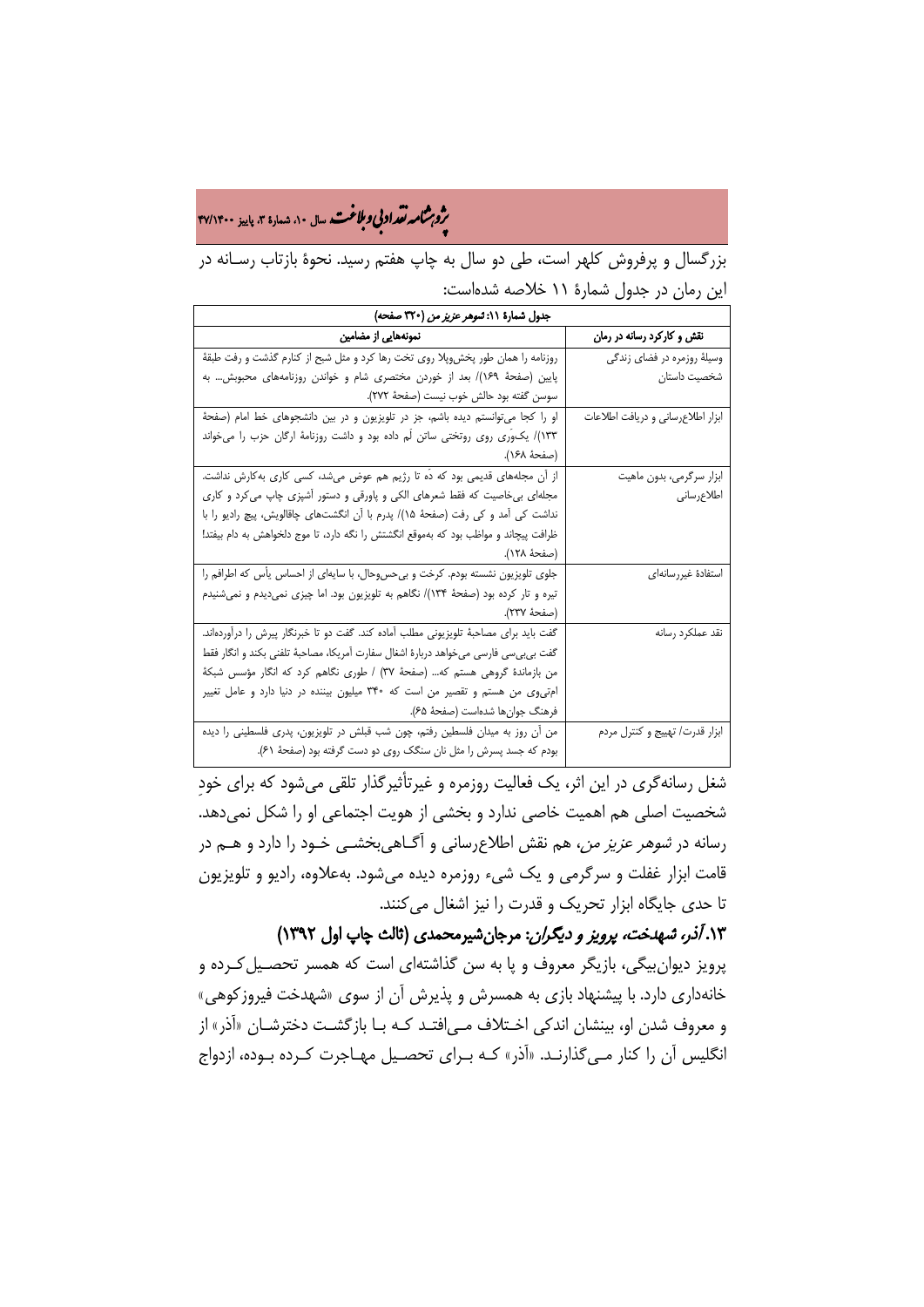بزرگسال و پرفروش کلهر است، طی دو سال به چاپ هفتم رسید. نحوهٔ بازتاب رسـانه در این رمان در جدول شمارهٔ ۱۱ خلاصه شده‌است:

| جدول شمارهٔ ۱۱: *شوهر عزیز من* (۳۲۰ صفحه) | |
|---|---|
| نقش و کارکرد رسانه در رمان | نمونه‌هایی از مضامین |
| وسیلهٔ روزمره در فضای زندگی شخصیت داستان | روزنامه را همان طور پخش‌وپلا روی تخت رها کرد و مثل شبح از کنارم گذشت و رفت طبقهٔ پایین (صفحهٔ ۱۶۹)/ بعد از خوردن مختصری شام و خواندن روزنامه‌های محبوبش... به سوسن گفته بود حالش خوب نیست (صفحهٔ ۲۷۲). |
| ابزار اطلاع‌رسانی و دریافت اطلاعات | او را کجا می‌توانستم دیده باشم، جز در تلویزیون و در بین دانشجوهای خط امام (صفحهٔ ۱۳۳)/ یک‌وری روی روتختی ساتن لَم داده بود و داشت روزنامهٔ ارگان حزب را می‌خواند (صفحهٔ ۱۶۸). |
| ابزار سرگرمی، بدون ماهیت اطلاع‌رسانی | از آن مجله‌های قدیمی بود که دَه تا رژیم هم عوض می‌شد، کسی کاری به‌کارش نداشت. مجله‌ای بی‌خاصیت که فقط شعرهای الکی و پاورقی و دستور آشپزی چاپ می‌کرد و کاری نداشت کی آمد و کی رفت (صفحهٔ ۱۵)/ پدرم با آن انگشت‌های چاقالویش، پیچ رادیو را با ظرافت پیچاند و مواظب بود که به‌موقع انگشتش را نگه دارد، تا موج دلخواهش به دام بیفتد! (صفحهٔ ۱۲۸). |
| استفادهٔ غیررسانه‌ای | جلوی تلویزیون نشسته بودم. کرخت و بی‌حس‌وحال، با سایه‌ای از احساس یأس که اطرافم را تیره و تار کرده بود (صفحهٔ ۱۳۴)/ نگاهم به تلویزیون بود. اما چیزی نمی‌دیدم و نمی‌شنیدم (صفحهٔ ۲۳۷). |
| نقد عملکرد رسانه | گفت باید برای مصاحبهٔ تلویزیونی مطلب آماده کند. گفت دو تا خبرنگار پیرش را درآورده‌اند. گفت بی‌بی‌سی فارسی می‌خواهد دربارهٔ اشغال سفارت آمریکا، مصاحبهٔ تلفنی بکند و انگار فقط من بازماندهٔ گروهی هستم که... (صفحهٔ ۳۷) / طوری نگاهم کرد که انگار مؤسس شبکهٔ ام‌تی‌وی من هستم و تقصیر من است که ۳۴۰ میلیون بیننده در دنیا دارد و عامل تغییر فرهنگ جوان‌ها شده‌است (صفحهٔ ۶۵). |
| ابزار قدرت/ تهییج و کنترل مردم | من آن روز به میدان فلسطین رفتم، چون شب قبلش در تلویزیون، پدری فلسطینی را دیده بودم که جسد پسرش را مثل نان سنگک روی دو دست گرفته بود (صفحهٔ ۶۱). |

شغل رسانه‌گری در این اثر، یک فعالیت روزمره و غیرتأثیرگذار تلقی می‌شود که برای خودِ شخصیت اصلی هم اهمیت خاصی ندارد و بخشی از هویت اجتماعی او را شکل نمی‌دهد. رسانه در *شوهر عزیز من*، هم نقش اطلاع‌رسانی و آگـاهی‌بخشـی خـود را دارد و هـم در قامت ابزار غفلت و سرگرمی و یک شیء روزمره دیده می‌شود. به‌علاوه، رادیو و تلویزیون تا حدی جایگاه ابزار تحریک و قدرت را نیز اشغال می‌کنند.

### ۱۳. *آذر، شهدخت، پرویز و دیگران*: مرجان‌شیرمحمدی (ثالث چاپ اول ۱۳۹۲)

پرویز دیوان‌بیگی، بازیگر معروف و پا به سن گذاشته‌ای است که همسر تحصـیل‌کـرده و خانه‌داری دارد. با پیشنهاد بازی به همسرش و پذیرش آن از سوی «شهدخت فیروزکوهی» و معروف شدن او، بینشان اندکی اخـتلاف مـی‌افتـد کـه بـا بازگشـت دخترشـان «آذر» از انگلیس آن را کنار مـی‌گذارنـد. «آذر» کـه بـرای تحصـیل مهـاجرت کـرده بـوده، ازدواج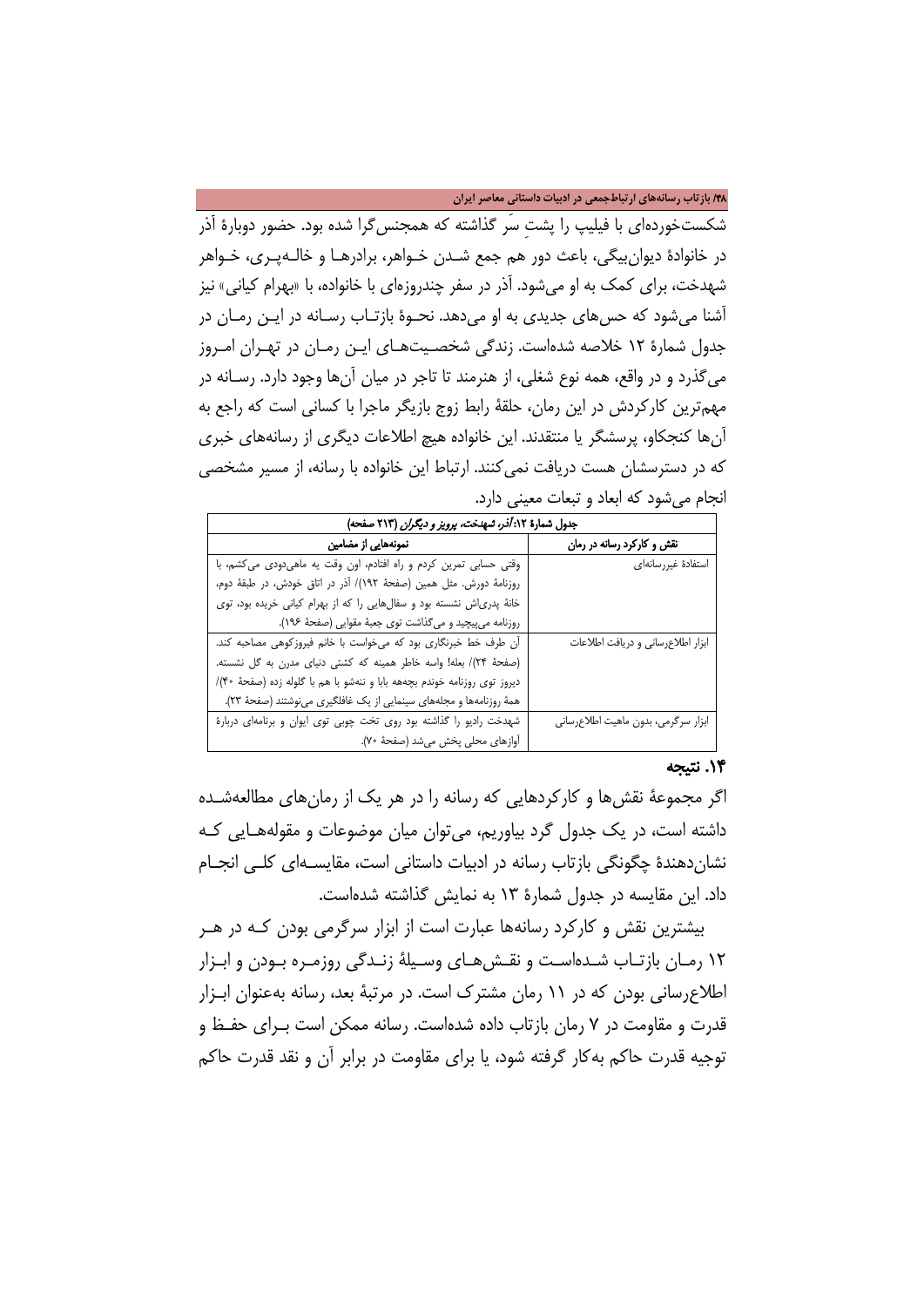شکست‌خورده‌ای با فیلیپ را پشتِ سر گذاشته که همجنس‌گرا شده بود. حضور دوبارهٔ آذر در خانوادهٔ دیوان‌بیگی، باعث دور هم جمع شدن خواهر، برادرها و خاله‌پری، خواهر شهدخت، برای کمک به او می‌شود. آذر در سفر چندروزه‌ای با خانواده، با «بهرام کیانی» نیز آشنا می‌شود که حس‌های جدیدی به او می‌دهد. نحوهٔ بازتاب رسانه در این رمان در جدول شمارهٔ ۱۲ خلاصه شده‌است. زندگی شخصیت‌های این رمان در تهران امروز می‌گذرد و در واقع، همه نوع شغلی، از هنرمند تا تاجر در میان آن‌ها وجود دارد. رسانه در مهم‌ترین کارکردش در این رمان، حلقهٔ رابط زوج بازیگر ماجرا با کسانی است که راجع به آن‌ها کنجکاو، پرسشگر یا منتقدند. این خانواده هیچ اطلاعات دیگری از رسانه‌های خبری که در دسترسشان هست دریافت نمی‌کنند. ارتباط این خانواده با رسانه، از مسیر مشخصی انجام می‌شود که ابعاد و تبعات معینی دارد.

**جدول شمارهٔ ۱۲: *آذر، شهدخت، پرویز و دیگران* (۲۱۳ صفحه)**

| نقش و کارکرد رسانه در رمان | نمونه‌هایی از مضامین |
|---|---|
| استفادهٔ غیررسانه‌ای | وقتی حسابی تمرین کردم و راه افتادم، اون وقت یه ماهی‌دودی می‌کشم، با روزنامهٔ دورش. مثل همین (صفحهٔ ۱۹۲)/ آذر در اتاق خودش، در طبقهٔ دوم، خانهٔ پدری‌اش نشسته بود و سفال‌هایی را که از بهرام کیانی خریده بود، توی روزنامه می‌پیچید و می‌گذاشت توی جعبهٔ مقوایی (صفحهٔ ۱۹۶). |
| ابزار اطلاع‌رسانی و دریافت اطلاعات | آن طرف خط خبرنگاری بود که می‌خواست با خانم فیروزکوهی مصاحبه کند. (صفحهٔ ۲۴)/ بعله! واسه خاطر همینه که کشتی دنیای مدرن به گل نشسته. دیروز توی روزنامه خوندم بچههه بابا و ننه‌شو با هم با گلوله زده (صفحهٔ ۴۰)/ همهٔ روزنامه‌ها و مجله‌های سینمایی از یک غافلگیری می‌نوشتند (صفحهٔ ۲۳). |
| ابزار سرگرمی، بدون ماهیت اطلاع‌رسانی | شهدخت رادیو را گذاشته بود روی تخت چوبی توی ایوان و برنامه‌ای دربارهٔ آوازهای محلی پخش می‌شد (صفحهٔ ۷۰). |

## ۱۴. نتیجه

اگر مجموعهٔ نقش‌ها و کارکردهایی که رسانه را در هر یک از رمان‌های مطالعه‌شده داشته است، در یک جدول گرد بیاوریم، می‌توان میان موضوعات و مقوله‌هایی که نشان‌دهندهٔ چگونگی بازتاب رسانه در ادبیات داستانی است، مقایسه‌ای کلی انجام داد. این مقایسه در جدول شمارهٔ ۱۳ به نمایش گذاشته شده‌است.

بیشترین نقش و کارکرد رسانه‌ها عبارت است از ابزار سرگرمی بودن که در هر ۱۲ رمان بازتاب شده‌است و نقش‌های وسیلهٔ زندگی روزمره بودن و ابزار اطلاع‌رسانی بودن که در ۱۱ رمان مشترک است. در مرتبهٔ بعد، رسانه به‌عنوان ابزار قدرت و مقاومت در ۷ رمان بازتاب داده شده‌است. رسانه ممکن است برای حفظ و توجیه قدرت حاکم به‌کار گرفته شود، یا برای مقاومت در برابر آن و نقد قدرت حاکم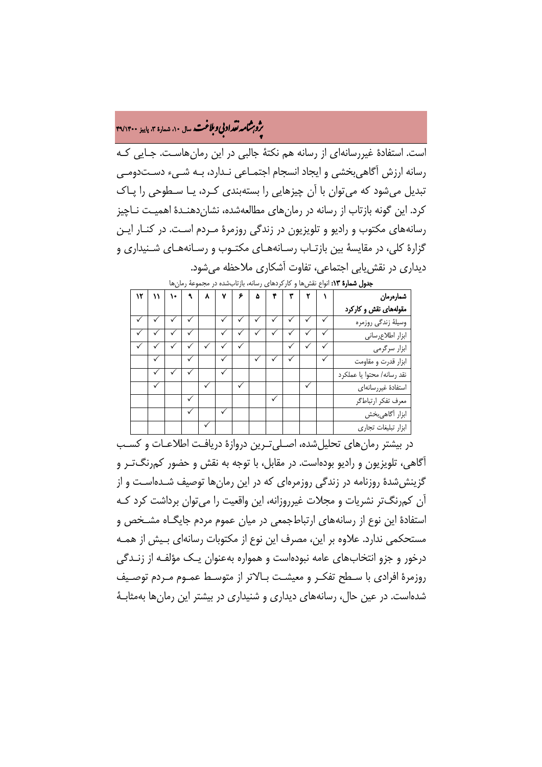است. استفادهٔ غیررسانه‌ای از رسانه هم نکتهٔ جالبی در این رمان‌هاست. جایی که رسانه ارزش آگاهی‌بخشی و ایجاد انسجام اجتماعی ندارد، به شیء دست‌دومی تبدیل می‌شود که می‌توان با آن چیزهایی را بسته‌بندی کرد، یا سطوحی را پاک کرد. این گونه بازتاب از رسانه در رمان‌های مطالعه‌شده، نشان‌دهندهٔ اهمیت ناچیز رسانه‌های مکتوب و رادیو و تلویزیون در زندگی روزمرهٔ مردم است. در کنار این گزارهٔ کلی، در مقایسهٔ بین بازتاب رسانه‌های مکتوب و رسانه‌های شنیداری و دیداری در نقش‌یابی اجتماعی، تفاوت آشکاری ملاحظه می‌شود.

**جدول شمارهٔ ۱۳:** انواع نقش‌ها و کارکردهای رسانه، بازتاب‌شده در مجموعهٔ رمان‌ها

| شماره‌رمان / مقوله‌های نقش و کارکرد | ۱ | ۲ | ۳ | ۴ | ۵ | ۶ | ۷ | ۸ | ۹ | ۱۰ | ۱۱ | ۱۲ |
|---|---|---|---|---|---|---|---|---|---|---|---|---|
| وسیلهٔ زندگی روزمره | ✓ | ✓ | ✓ | ✓ | ✓ | ✓ | ✓ | | ✓ | ✓ | ✓ | ✓ |
| ابزار اطلاع‌رسانی | ✓ | ✓ | ✓ | ✓ | ✓ | ✓ | ✓ | | ✓ | ✓ | ✓ | ✓ |
| ابزار سرگرمی | ✓ | ✓ | ✓ | | | ✓ | ✓ | ✓ | ✓ | ✓ | ✓ | ✓ |
| ابزار قدرت و مقاومت | ✓ | | ✓ | ✓ | ✓ | | ✓ | | ✓ | | ✓ | |
| نقد رسانه/ محتوا یا عملکرد | | | | | | | ✓ | | ✓ | ✓ | ✓ | |
| استفادهٔ غیررسانه‌ای | | ✓ | | | | ✓ | | ✓ | | | ✓ | |
| معرف تفکر ارتباطگر | | | | ✓ | | | | | ✓ | | | |
| ابزار آگاهی‌بخش | | | | | | | ✓ | | ✓ | | | |
| ابزار تبلیغات تجاری | | | | | | | | ✓ | | | | |

در بیشتر رمان‌های تحلیل‌شده، اصلی‌ترین دروازهٔ دریافت اطلاعات و کسب آگاهی، تلویزیون و رادیو بوده‌است. در مقابل، با توجه به نقش و حضور کم‌رنگ‌تر و گزینش‌شدهٔ روزنامه در زندگی روزمره‌ای که در این رمان‌ها توصیف شده‌است و از آن کم‌رنگ‌تر نشریات و مجلات غیرروزانه، این واقعیت را می‌توان برداشت کرد که استفادهٔ این نوع از رسانه‌های ارتباط‌جمعی در میان عموم مردم جایگاه مشخص و مستحکمی ندارد. علاوه بر این، مصرف این نوع از مکتوبات رسانه‌ای بیش از همه درخور و جزو انتخاب‌های عامه نبوده‌است و همواره به‌عنوان یک مؤلفه از زندگی روزمرهٔ افرادی با سطح تفکر و معیشت بالاتر از متوسط عموم مردم توصیف شده‌است. در عین حال، رسانه‌های دیداری و شنیداری در بیشتر این رمان‌ها به‌مثابهٔ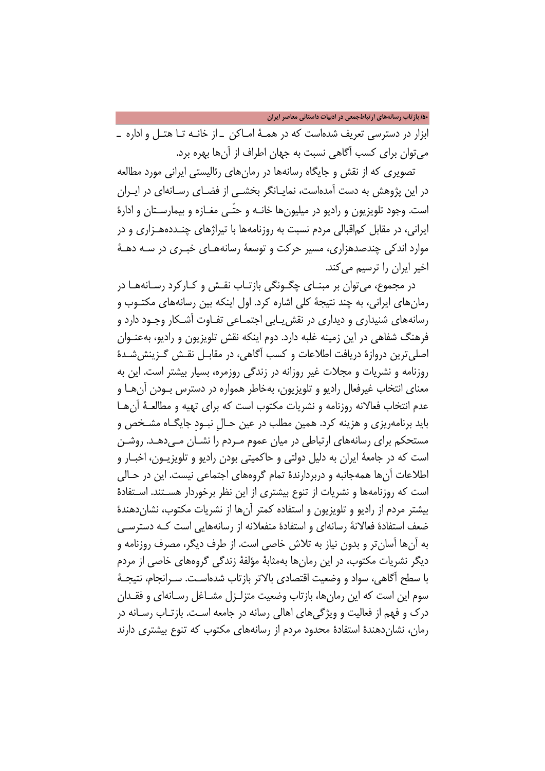ابزار در دسترسی تعریف شده‌است که در همهٔ اماکن ـ از خانه تا هتل و اداره ـ می‌توان برای کسب آگاهی نسبت به جهان اطراف از آن‌ها بهره برد.

تصویری که از نقش و جایگاه رسانه‌ها در رمان‌های رئالیستی ایرانی مورد مطالعه در این پژوهش به دست آمده‌است، نمایانگر بخشی از فضای رسانه‌ای در ایران است. وجود تلویزیون و رادیو در میلیون‌ها خانه و حتّی مغازه و بیمارستان و ادارهٔ ایرانی، در مقابل کم‌اقبالی مردم نسبت به روزنامه‌ها با تیراژهای چنددههزاری و در موارد اندکی چندصدهزاری، مسیر حرکت و توسعهٔ رسانه‌های خبری در سه دههٔ اخیر ایران را ترسیم می‌کند.

در مجموع، می‌توان بر مبنای چگونگی بازتاب نقش و کارکرد رسانه‌ها در رمان‌های ایرانی، به چند نتیجهٔ کلی اشاره کرد. اول اینکه بین رسانه‌های مکتوب و رسانه‌های شنیداری و دیداری در نقش‌یابی اجتماعی تفاوت آشکار وجود دارد و فرهنگ شفاهی در این زمینه غلبه دارد. دوم اینکه نقش تلویزیون و رادیو، به‌عنوان اصلی‌ترین دروازهٔ دریافت اطلاعات و کسب آگاهی، در مقابل نقش گزینش‌شدهٔ روزنامه و نشریات و مجلات غیر روزانه در زندگی روزمره، بسیار بیشتر است. این به معنای انتخاب غیرفعال رادیو و تلویزیون، به‌خاطر همواره در دسترس بودن آن‌ها و عدم انتخاب فعالانه روزنامه و نشریات مکتوب است که برای تهیه و مطالعهٔ آن‌ها باید برنامه‌ریزی و هزینه کرد. همین مطلب در عین حالِ نبودِ جایگاه مشخص و مستحکم برای رسانه‌های ارتباطی در میان عموم مردم را نشان می‌دهد. روشن است که در جامعهٔ ایران به دلیل دولتی و حاکمیتی بودن رادیو و تلویزیون، اخبار و اطلاعات آن‌ها همه‌جانبه و دربردارندهٔ تمام گروه‌های اجتماعی نیست. این در حالی است که روزنامه‌ها و نشریات از تنوع بیشتری از این نظر برخوردار هستند. استفادهٔ بیشتر مردم از رادیو و تلویزیون و استفاده کمتر آن‌ها از نشریات مکتوب، نشان‌دهندهٔ ضعف استفادهٔ فعالانهٔ رسانه‌ای و استفادهٔ منفعلانه از رسانه‌هایی است که دسترسی به آن‌ها آسان‌تر و بدون نیاز به تلاش خاصی است. از طرف دیگر، مصرف روزنامه و دیگر نشریات مکتوب، در این رمان‌ها به‌مثابهٔ مؤلفهٔ زندگی گروه‌های خاصی از مردم با سطح آگاهی، سواد و وضعیت اقتصادی بالاتر بازتاب شده‌است. سرانجام، نتیجهٔ سوم این است که این رمان‌ها، بازتاب وضعیت متزلزل مشاغل رسانه‌ای و فقدان درک و فهم از فعالیت و ویژگی‌های اهالی رسانه در جامعه است. بازتاب رسانه در رمان، نشان‌دهندهٔ استفادهٔ محدود مردم از رسانه‌های مکتوب که تنوع بیشتری دارند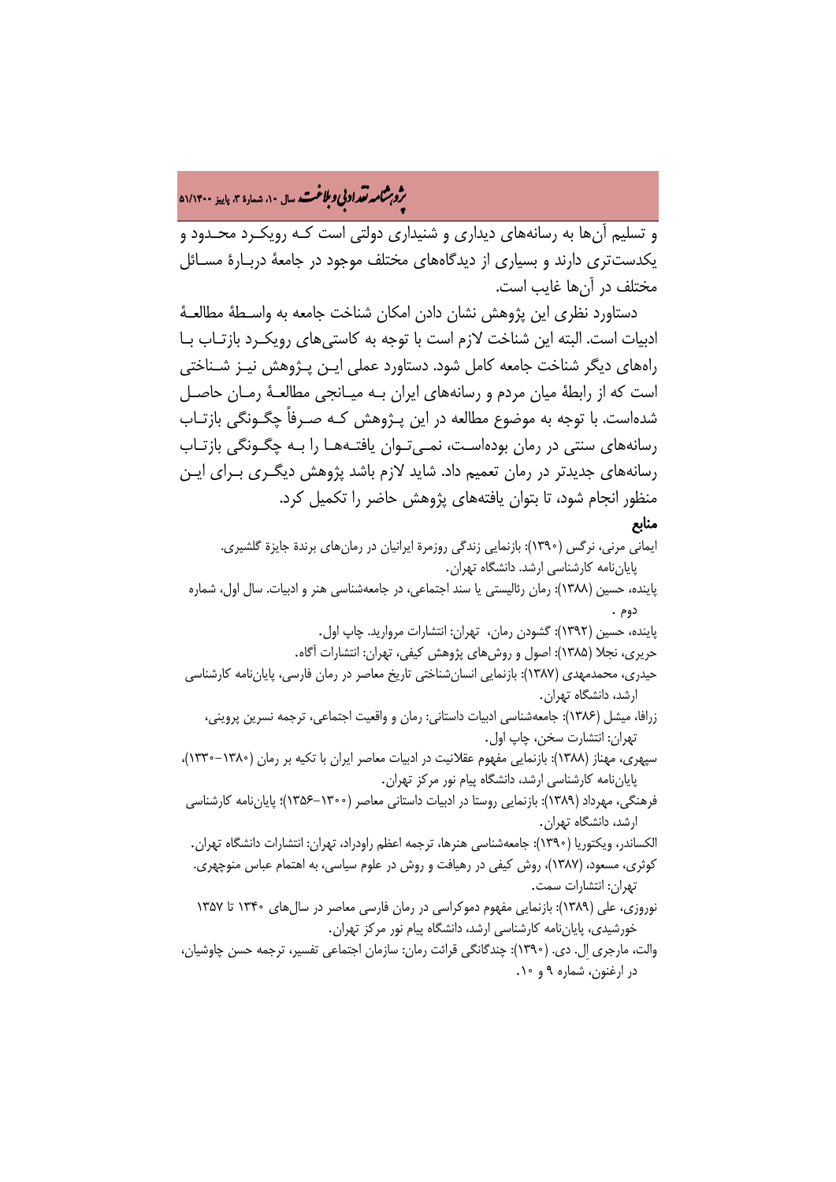و تسلیم آن‌ها به رسانه‌های دیداری و شنیداری دولتی است کـه رویکـرد محـدود و یکدست‌تری دارند و بسیاری از دیدگاه‌های مختلف موجود در جامعهٔ دربـارهٔ مسـائل مختلف در آن‌ها غایب است.

دستاورد نظری این پژوهش نشان دادن امکان شناخت جامعه به واسـطهٔ مطالعـهٔ ادبیات است. البته این شناخت لازم است با توجه به کاستی‌های رویکـرد بازتـاب بـا راه‌های دیگر شناخت جامعه کامل شود. دستاورد عملی ایـن پـژوهش نیـز شـناختی است که از رابطهٔ میان مردم و رسانه‌های ایران بـه میـانجی مطالعـهٔ رمـان حاصـل شده‌است. با توجه به موضوع مطالعه در این پـژوهش کـه صـرفاً چگـونگی بازتـاب رسانه‌های سنتی در رمان بوده‌اسـت، نمـی‌تـوان یافتـه‌هـا را بـه چگـونگی بازتـاب رسانه‌های جدیدتر در رمان تعمیم داد. شاید لازم باشد پژوهش دیگـری بـرای ایـن منظور انجام شود، تا بتوان یافته‌های پژوهش حاضر را تکمیل کرد.

**منابع**

ایمانی مرنی، نرگس (۱۳۹۰): بازنمایی زندگی روزمرهٔ ایرانیان در رمان‌های برندهٔ جایزهٔ گلشیری. پایان‌نامه کارشناسی ارشد. دانشگاه تهران.

پاینده، حسین (۱۳۸۸): رمان رئالیستی یا سند اجتماعی، در جامعه‌شناسی هنر و ادبیات. سال اول، شماره دوم .

پاینده، حسین (۱۳۹۲): گشودن رمان، تهران: انتشارات مروارید. چاپ اول.

حریری، نجلا (۱۳۸۵): اصول و روش‌های پژوهش کیفی، تهران: انتشارات آگاه.

حیدری، محمدمهدی (۱۳۸۷): بازنمایی انسان‌شناختی تاریخ معاصر در رمان فارسی، پایان‌نامه کارشناسی ارشد، دانشگاه تهران.

زرافا، میشل (۱۳۸۶): جامعه‌شناسی ادبیات داستانی: رمان و واقعیت اجتماعی، ترجمه نسرین پروینی، تهران: انتشارت سخن، چاپ اول.

سپهری، مهناز (۱۳۸۸): بازنمایی مفهوم عقلانیت در ادبیات معاصر ایران با تکیه بر رمان (۱۳۸۰–۱۳۳۰)، پایان‌نامه کارشناسی ارشد، دانشگاه پیام نور مرکز تهران.

فرهنگی، مهرداد (۱۳۸۹): بازنمایی روستا در ادبیات داستانی معاصر (۱۳۰۰–۱۳۵۶)؛ پایان‌نامه کارشناسی ارشد، دانشگاه تهران.

الکساندر، ویکتوریا (۱۳۹۰): جامعه‌شناسی هنرها، ترجمه اعظم راودراد، تهران: انتشارات دانشگاه تهران.

کوثری، مسعود، (۱۳۸۷)، روش کیفی در رهیافت و روش در علوم سیاسی، به اهتمام عباس منوچهری. تهران: انتشارات سمت.

نوروزی، علی (۱۳۸۹): بازنمایی مفهوم دموکراسی در رمان فارسی معاصر در سال‌های ۱۳۴۰ تا ۱۳۵۷ خورشیدی، پایان‌نامه کارشناسی ارشد، دانشگاه پیام نور مرکز تهران.

والت، مارجری اِل. دی. (۱۳۹۰): چندگانگی قرائت رمان: سازمان اجتماعی تفسیر، ترجمه حسن چاوشیان، در ارغنون، شماره ۹ و ۱۰.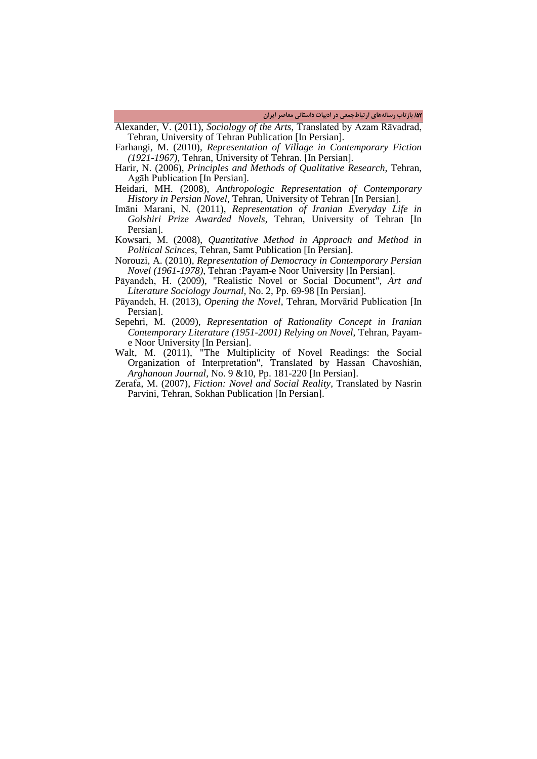Alexander, V. (2011), *Sociology of the Arts*, Translated by Azam Rāvadrad, Tehran, University of Tehran Publication [In Persian].

Farhangi, M. (2010), *Representation of Village in Contemporary Fiction (1921-1967)*, Tehran, University of Tehran. [In Persian].

Harir, N. (2006), *Principles and Methods of Qualitative Research*, Tehran, Agāh Publication [In Persian].

Heidari, MH. (2008), *Anthropologic Representation of Contemporary History in Persian Novel*, Tehran, University of Tehran [In Persian].

Imāni Marani, N. (2011), *Representation of Iranian Everyday Life in Golshiri Prize Awarded Novels*, Tehran, University of Tehran [In Persian].

Kowsari, M. (2008), *Quantitative Method in Approach and Method in Political Scinces*, Tehran, Samt Publication [In Persian].

Norouzi, A. (2010), *Representation of Democracy in Contemporary Persian Novel (1961-1978)*, Tehran :Payam-e Noor University [In Persian].

Pāyandeh, H. (2009), "Realistic Novel or Social Document", *Art and Literature Sociology Journal*, No. 2, Pp. 69-98 [In Persian].

Pāyandeh, H. (2013), *Opening the Novel*, Tehran, Morvārid Publication [In Persian].

Sepehri, M. (2009), *Representation of Rationality Concept in Iranian Contemporary Literature (1951-2001) Relying on Novel*, Tehran, Payam-e Noor University [In Persian].

Walt, M. (2011), "The Multiplicity of Novel Readings: the Social Organization of Interpretation", Translated by Hassan Chavoshiān, *Arghanoun Journal*, No. 9 &10, Pp. 181-220 [In Persian].

Zerafa, M. (2007), *Fiction: Novel and Social Reality*, Translated by Nasrin Parvini, Tehran, Sokhan Publication [In Persian].